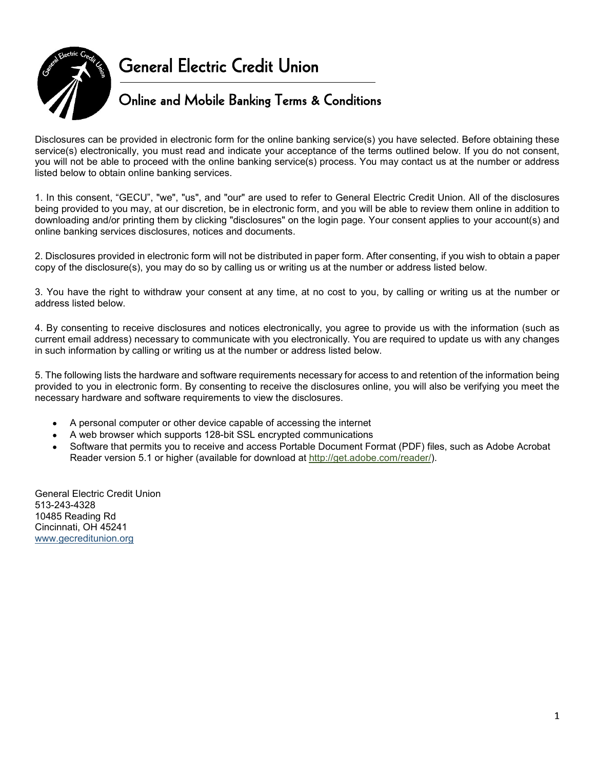# General Electric Credit Union

## Online and Mobile Banking Terms & Conditions

Disclosures can be provided in electronic form for the online banking service(s) you have selected. Before obtaining these service(s) electronically, you must read and indicate your acceptance of the terms outlined below. If you do not consent, you will not be able to proceed with the online banking service(s) process. You may contact us at the number or address listed below to obtain online banking services.

1. In this consent, "GECU", "we", "us", and "our" are used to refer to General Electric Credit Union. All of the disclosures being provided to you may, at our discretion, be in electronic form, and you will be able to review them online in addition to downloading and/or printing them by clicking "disclosures" on the login page. Your consent applies to your account(s) and online banking services disclosures, notices and documents.

2. Disclosures provided in electronic form will not be distributed in paper form. After consenting, if you wish to obtain a paper copy of the disclosure(s), you may do so by calling us or writing us at the number or address listed below.

3. You have the right to withdraw your consent at any time, at no cost to you, by calling or writing us at the number or address listed below.

4. By consenting to receive disclosures and notices electronically, you agree to provide us with the information (such as current email address) necessary to communicate with you electronically. You are required to update us with any changes in such information by calling or writing us at the number or address listed below.

5. The following lists the hardware and software requirements necessary for access to and retention of the information being provided to you in electronic form. By consenting to receive the disclosures online, you will also be verifying you meet the necessary hardware and software requirements to view the disclosures.

- A personal computer or other device capable of accessing the internet
- A web browser which supports 128-bit SSL encrypted communications
- Software that permits you to receive and access Portable Document Format (PDF) files, such as Adobe Acrobat Reader version 5.1 or higher (available for download at http://get.adobe.com/reader/).

General Electric Credit Union
513-243-4328
10485 Reading Rd
Cincinnati, OH 45241
www.gecreditunion.org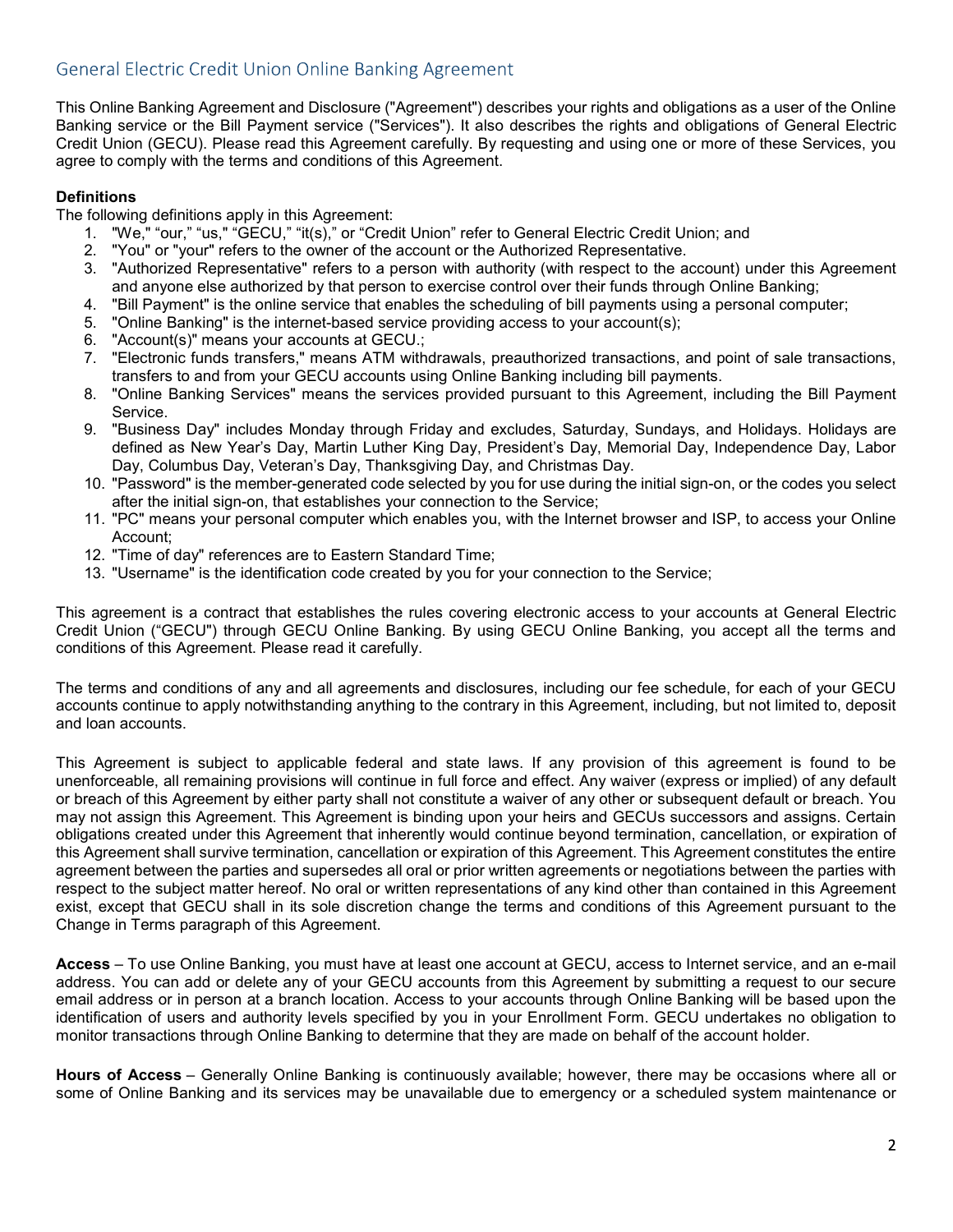## General Electric Credit Union Online Banking Agreement

This Online Banking Agreement and Disclosure ("Agreement") describes your rights and obligations as a user of the Online Banking service or the Bill Payment service ("Services"). It also describes the rights and obligations of General Electric Credit Union (GECU). Please read this Agreement carefully. By requesting and using one or more of these Services, you agree to comply with the terms and conditions of this Agreement.

**Definitions**

The following definitions apply in this Agreement:

1. "We," "our," "us," "GECU," "it(s)," or "Credit Union" refer to General Electric Credit Union; and
2. "You" or "your" refers to the owner of the account or the Authorized Representative.
3. "Authorized Representative" refers to a person with authority (with respect to the account) under this Agreement and anyone else authorized by that person to exercise control over their funds through Online Banking;
4. "Bill Payment" is the online service that enables the scheduling of bill payments using a personal computer;
5. "Online Banking" is the internet-based service providing access to your account(s);
6. "Account(s)" means your accounts at GECU.;
7. "Electronic funds transfers," means ATM withdrawals, preauthorized transactions, and point of sale transactions, transfers to and from your GECU accounts using Online Banking including bill payments.
8. "Online Banking Services" means the services provided pursuant to this Agreement, including the Bill Payment Service.
9. "Business Day" includes Monday through Friday and excludes, Saturday, Sundays, and Holidays. Holidays are defined as New Year's Day, Martin Luther King Day, President's Day, Memorial Day, Independence Day, Labor Day, Columbus Day, Veteran's Day, Thanksgiving Day, and Christmas Day.
10. "Password" is the member-generated code selected by you for use during the initial sign-on, or the codes you select after the initial sign-on, that establishes your connection to the Service;
11. "PC" means your personal computer which enables you, with the Internet browser and ISP, to access your Online Account;
12. "Time of day" references are to Eastern Standard Time;
13. "Username" is the identification code created by you for your connection to the Service;

This agreement is a contract that establishes the rules covering electronic access to your accounts at General Electric Credit Union ("GECU") through GECU Online Banking. By using GECU Online Banking, you accept all the terms and conditions of this Agreement. Please read it carefully.

The terms and conditions of any and all agreements and disclosures, including our fee schedule, for each of your GECU accounts continue to apply notwithstanding anything to the contrary in this Agreement, including, but not limited to, deposit and loan accounts.

This Agreement is subject to applicable federal and state laws. If any provision of this agreement is found to be unenforceable, all remaining provisions will continue in full force and effect. Any waiver (express or implied) of any default or breach of this Agreement by either party shall not constitute a waiver of any other or subsequent default or breach. You may not assign this Agreement. This Agreement is binding upon your heirs and GECUs successors and assigns. Certain obligations created under this Agreement that inherently would continue beyond termination, cancellation, or expiration of this Agreement shall survive termination, cancellation or expiration of this Agreement. This Agreement constitutes the entire agreement between the parties and supersedes all oral or prior written agreements or negotiations between the parties with respect to the subject matter hereof. No oral or written representations of any kind other than contained in this Agreement exist, except that GECU shall in its sole discretion change the terms and conditions of this Agreement pursuant to the Change in Terms paragraph of this Agreement.

**Access** – To use Online Banking, you must have at least one account at GECU, access to Internet service, and an e-mail address. You can add or delete any of your GECU accounts from this Agreement by submitting a request to our secure email address or in person at a branch location. Access to your accounts through Online Banking will be based upon the identification of users and authority levels specified by you in your Enrollment Form. GECU undertakes no obligation to monitor transactions through Online Banking to determine that they are made on behalf of the account holder.

**Hours of Access** – Generally Online Banking is continuously available; however, there may be occasions where all or some of Online Banking and its services may be unavailable due to emergency or a scheduled system maintenance or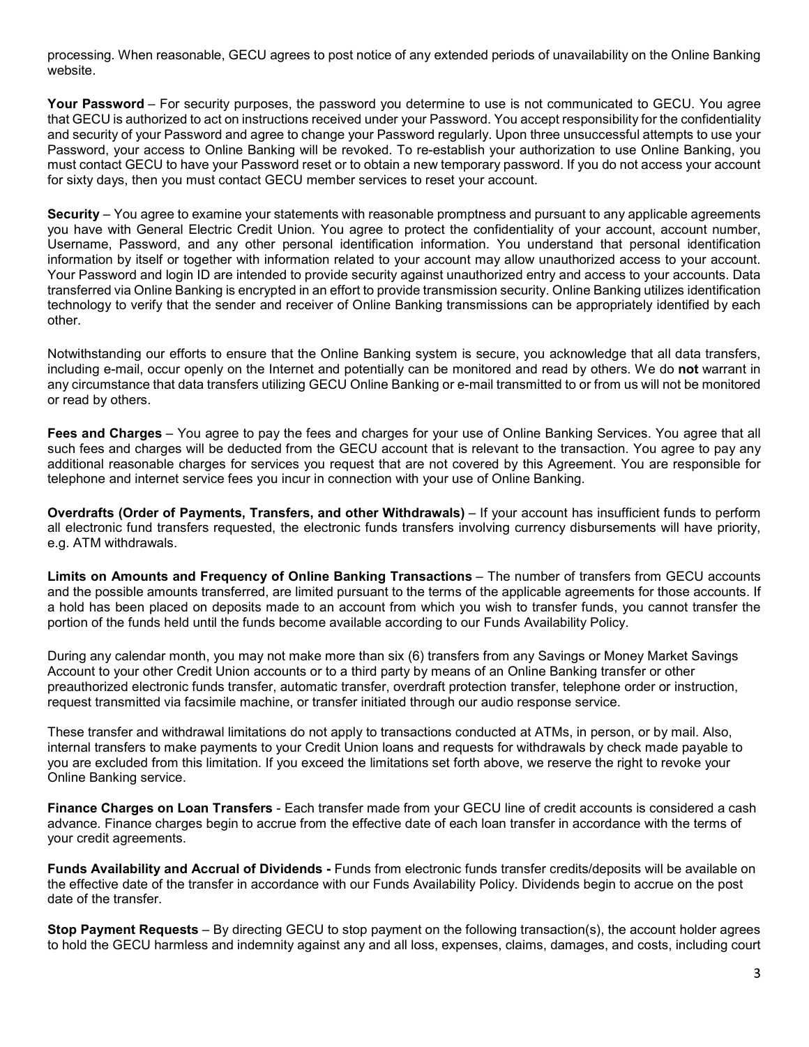processing. When reasonable, GECU agrees to post notice of any extended periods of unavailability on the Online Banking website.

**Your Password** – For security purposes, the password you determine to use is not communicated to GECU. You agree that GECU is authorized to act on instructions received under your Password. You accept responsibility for the confidentiality and security of your Password and agree to change your Password regularly. Upon three unsuccessful attempts to use your Password, your access to Online Banking will be revoked. To re-establish your authorization to use Online Banking, you must contact GECU to have your Password reset or to obtain a new temporary password. If you do not access your account for sixty days, then you must contact GECU member services to reset your account.

**Security** – You agree to examine your statements with reasonable promptness and pursuant to any applicable agreements you have with General Electric Credit Union. You agree to protect the confidentiality of your account, account number, Username, Password, and any other personal identification information. You understand that personal identification information by itself or together with information related to your account may allow unauthorized access to your account. Your Password and login ID are intended to provide security against unauthorized entry and access to your accounts. Data transferred via Online Banking is encrypted in an effort to provide transmission security. Online Banking utilizes identification technology to verify that the sender and receiver of Online Banking transmissions can be appropriately identified by each other.

Notwithstanding our efforts to ensure that the Online Banking system is secure, you acknowledge that all data transfers, including e-mail, occur openly on the Internet and potentially can be monitored and read by others. We do **not** warrant in any circumstance that data transfers utilizing GECU Online Banking or e-mail transmitted to or from us will not be monitored or read by others.

**Fees and Charges** – You agree to pay the fees and charges for your use of Online Banking Services. You agree that all such fees and charges will be deducted from the GECU account that is relevant to the transaction. You agree to pay any additional reasonable charges for services you request that are not covered by this Agreement. You are responsible for telephone and internet service fees you incur in connection with your use of Online Banking.

**Overdrafts (Order of Payments, Transfers, and other Withdrawals)** – If your account has insufficient funds to perform all electronic fund transfers requested, the electronic funds transfers involving currency disbursements will have priority, e.g. ATM withdrawals.

**Limits on Amounts and Frequency of Online Banking Transactions** – The number of transfers from GECU accounts and the possible amounts transferred, are limited pursuant to the terms of the applicable agreements for those accounts. If a hold has been placed on deposits made to an account from which you wish to transfer funds, you cannot transfer the portion of the funds held until the funds become available according to our Funds Availability Policy.

During any calendar month, you may not make more than six (6) transfers from any Savings or Money Market Savings Account to your other Credit Union accounts or to a third party by means of an Online Banking transfer or other preauthorized electronic funds transfer, automatic transfer, overdraft protection transfer, telephone order or instruction, request transmitted via facsimile machine, or transfer initiated through our audio response service.

These transfer and withdrawal limitations do not apply to transactions conducted at ATMs, in person, or by mail. Also, internal transfers to make payments to your Credit Union loans and requests for withdrawals by check made payable to you are excluded from this limitation. If you exceed the limitations set forth above, we reserve the right to revoke your Online Banking service.

**Finance Charges on Loan Transfers** - Each transfer made from your GECU line of credit accounts is considered a cash advance. Finance charges begin to accrue from the effective date of each loan transfer in accordance with the terms of your credit agreements.

**Funds Availability and Accrual of Dividends -** Funds from electronic funds transfer credits/deposits will be available on the effective date of the transfer in accordance with our Funds Availability Policy. Dividends begin to accrue on the post date of the transfer.

**Stop Payment Requests** – By directing GECU to stop payment on the following transaction(s), the account holder agrees to hold the GECU harmless and indemnity against any and all loss, expenses, claims, damages, and costs, including court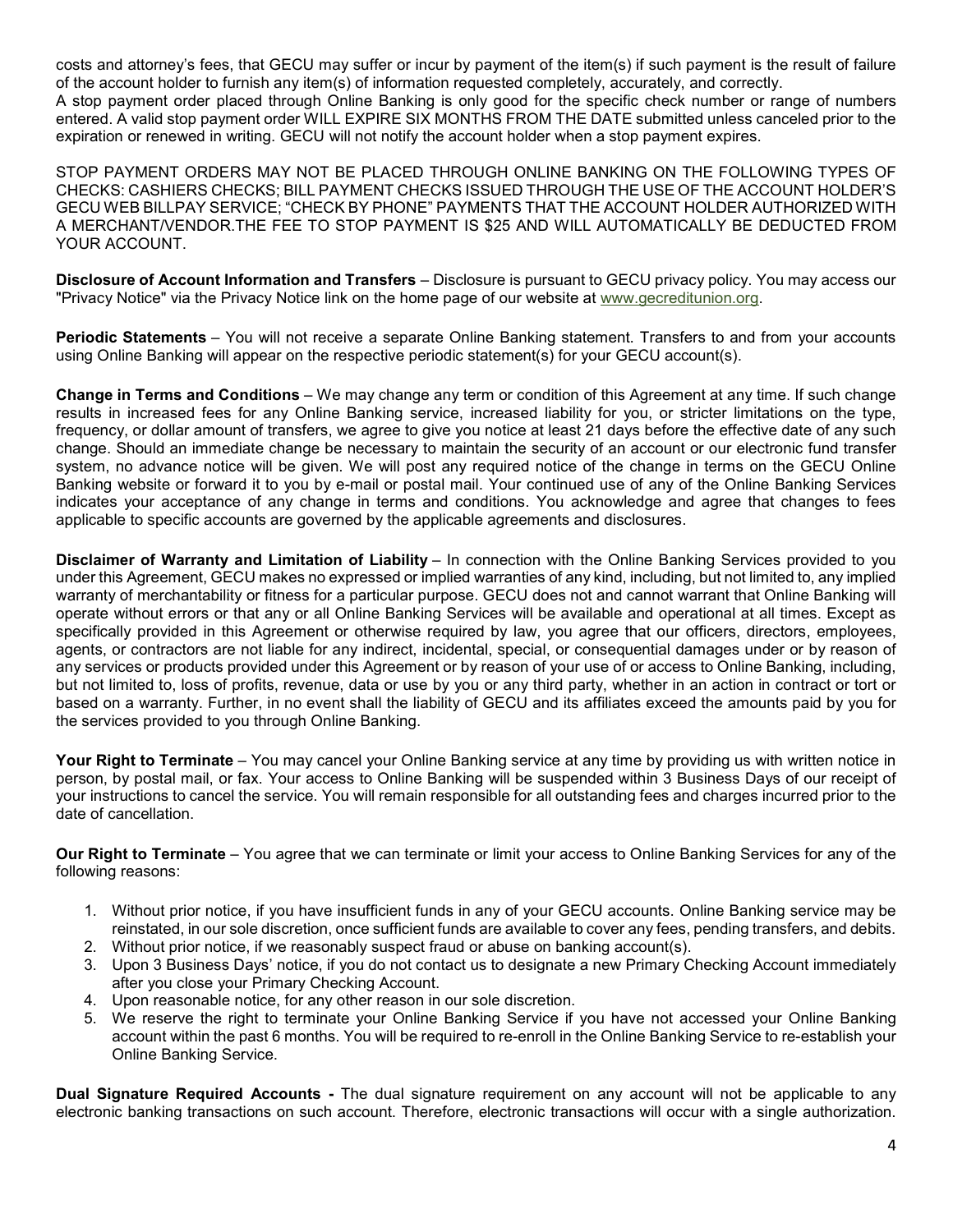costs and attorney's fees, that GECU may suffer or incur by payment of the item(s) if such payment is the result of failure of the account holder to furnish any item(s) of information requested completely, accurately, and correctly.
A stop payment order placed through Online Banking is only good for the specific check number or range of numbers entered. A valid stop payment order WILL EXPIRE SIX MONTHS FROM THE DATE submitted unless canceled prior to the expiration or renewed in writing. GECU will not notify the account holder when a stop payment expires.

STOP PAYMENT ORDERS MAY NOT BE PLACED THROUGH ONLINE BANKING ON THE FOLLOWING TYPES OF CHECKS: CASHIERS CHECKS; BILL PAYMENT CHECKS ISSUED THROUGH THE USE OF THE ACCOUNT HOLDER'S GECU WEB BILLPAY SERVICE; "CHECK BY PHONE" PAYMENTS THAT THE ACCOUNT HOLDER AUTHORIZED WITH A MERCHANT/VENDOR.THE FEE TO STOP PAYMENT IS $25 AND WILL AUTOMATICALLY BE DEDUCTED FROM YOUR ACCOUNT.

**Disclosure of Account Information and Transfers** – Disclosure is pursuant to GECU privacy policy. You may access our "Privacy Notice" via the Privacy Notice link on the home page of our website at www.gecreditunion.org.

**Periodic Statements** – You will not receive a separate Online Banking statement. Transfers to and from your accounts using Online Banking will appear on the respective periodic statement(s) for your GECU account(s).

**Change in Terms and Conditions** – We may change any term or condition of this Agreement at any time. If such change results in increased fees for any Online Banking service, increased liability for you, or stricter limitations on the type, frequency, or dollar amount of transfers, we agree to give you notice at least 21 days before the effective date of any such change. Should an immediate change be necessary to maintain the security of an account or our electronic fund transfer system, no advance notice will be given. We will post any required notice of the change in terms on the GECU Online Banking website or forward it to you by e-mail or postal mail. Your continued use of any of the Online Banking Services indicates your acceptance of any change in terms and conditions. You acknowledge and agree that changes to fees applicable to specific accounts are governed by the applicable agreements and disclosures.

**Disclaimer of Warranty and Limitation of Liability** – In connection with the Online Banking Services provided to you under this Agreement, GECU makes no expressed or implied warranties of any kind, including, but not limited to, any implied warranty of merchantability or fitness for a particular purpose. GECU does not and cannot warrant that Online Banking will operate without errors or that any or all Online Banking Services will be available and operational at all times. Except as specifically provided in this Agreement or otherwise required by law, you agree that our officers, directors, employees, agents, or contractors are not liable for any indirect, incidental, special, or consequential damages under or by reason of any services or products provided under this Agreement or by reason of your use of or access to Online Banking, including, but not limited to, loss of profits, revenue, data or use by you or any third party, whether in an action in contract or tort or based on a warranty. Further, in no event shall the liability of GECU and its affiliates exceed the amounts paid by you for the services provided to you through Online Banking.

**Your Right to Terminate** – You may cancel your Online Banking service at any time by providing us with written notice in person, by postal mail, or fax. Your access to Online Banking will be suspended within 3 Business Days of our receipt of your instructions to cancel the service. You will remain responsible for all outstanding fees and charges incurred prior to the date of cancellation.

**Our Right to Terminate** – You agree that we can terminate or limit your access to Online Banking Services for any of the following reasons:

1. Without prior notice, if you have insufficient funds in any of your GECU accounts. Online Banking service may be reinstated, in our sole discretion, once sufficient funds are available to cover any fees, pending transfers, and debits.
2. Without prior notice, if we reasonably suspect fraud or abuse on banking account(s).
3. Upon 3 Business Days' notice, if you do not contact us to designate a new Primary Checking Account immediately after you close your Primary Checking Account.
4. Upon reasonable notice, for any other reason in our sole discretion.
5. We reserve the right to terminate your Online Banking Service if you have not accessed your Online Banking account within the past 6 months. You will be required to re-enroll in the Online Banking Service to re-establish your Online Banking Service.

**Dual Signature Required Accounts -** The dual signature requirement on any account will not be applicable to any electronic banking transactions on such account. Therefore, electronic transactions will occur with a single authorization.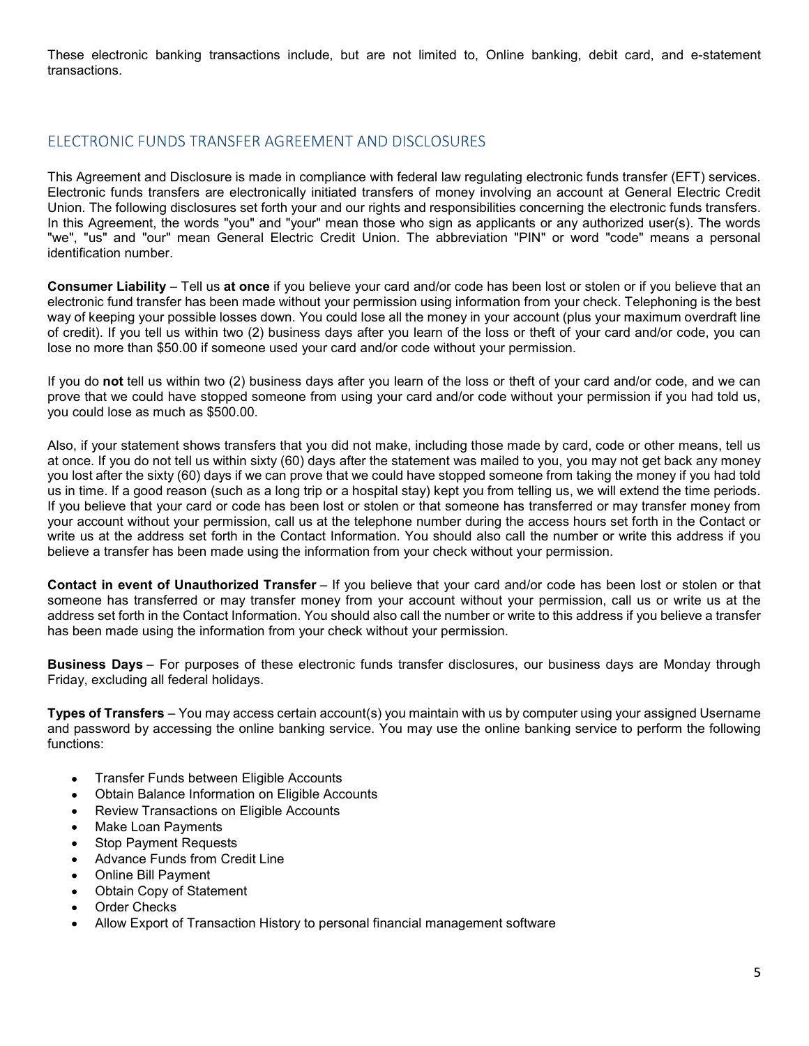These electronic banking transactions include, but are not limited to, Online banking, debit card, and e-statement transactions.

## ELECTRONIC FUNDS TRANSFER AGREEMENT AND DISCLOSURES

This Agreement and Disclosure is made in compliance with federal law regulating electronic funds transfer (EFT) services. Electronic funds transfers are electronically initiated transfers of money involving an account at General Electric Credit Union. The following disclosures set forth your and our rights and responsibilities concerning the electronic funds transfers. In this Agreement, the words "you" and "your" mean those who sign as applicants or any authorized user(s). The words "we", "us" and "our" mean General Electric Credit Union. The abbreviation "PIN" or word "code" means a personal identification number.

**Consumer Liability** – Tell us **at once** if you believe your card and/or code has been lost or stolen or if you believe that an electronic fund transfer has been made without your permission using information from your check. Telephoning is the best way of keeping your possible losses down. You could lose all the money in your account (plus your maximum overdraft line of credit). If you tell us within two (2) business days after you learn of the loss or theft of your card and/or code, you can lose no more than $50.00 if someone used your card and/or code without your permission.

If you do **not** tell us within two (2) business days after you learn of the loss or theft of your card and/or code, and we can prove that we could have stopped someone from using your card and/or code without your permission if you had told us, you could lose as much as $500.00.

Also, if your statement shows transfers that you did not make, including those made by card, code or other means, tell us at once. If you do not tell us within sixty (60) days after the statement was mailed to you, you may not get back any money you lost after the sixty (60) days if we can prove that we could have stopped someone from taking the money if you had told us in time. If a good reason (such as a long trip or a hospital stay) kept you from telling us, we will extend the time periods. If you believe that your card or code has been lost or stolen or that someone has transferred or may transfer money from your account without your permission, call us at the telephone number during the access hours set forth in the Contact or write us at the address set forth in the Contact Information. You should also call the number or write this address if you believe a transfer has been made using the information from your check without your permission.

**Contact in event of Unauthorized Transfer** – If you believe that your card and/or code has been lost or stolen or that someone has transferred or may transfer money from your account without your permission, call us or write us at the address set forth in the Contact Information. You should also call the number or write to this address if you believe a transfer has been made using the information from your check without your permission.

**Business Days** – For purposes of these electronic funds transfer disclosures, our business days are Monday through Friday, excluding all federal holidays.

**Types of Transfers** – You may access certain account(s) you maintain with us by computer using your assigned Username and password by accessing the online banking service. You may use the online banking service to perform the following functions:

- Transfer Funds between Eligible Accounts
- Obtain Balance Information on Eligible Accounts
- Review Transactions on Eligible Accounts
- Make Loan Payments
- Stop Payment Requests
- Advance Funds from Credit Line
- Online Bill Payment
- Obtain Copy of Statement
- Order Checks
- Allow Export of Transaction History to personal financial management software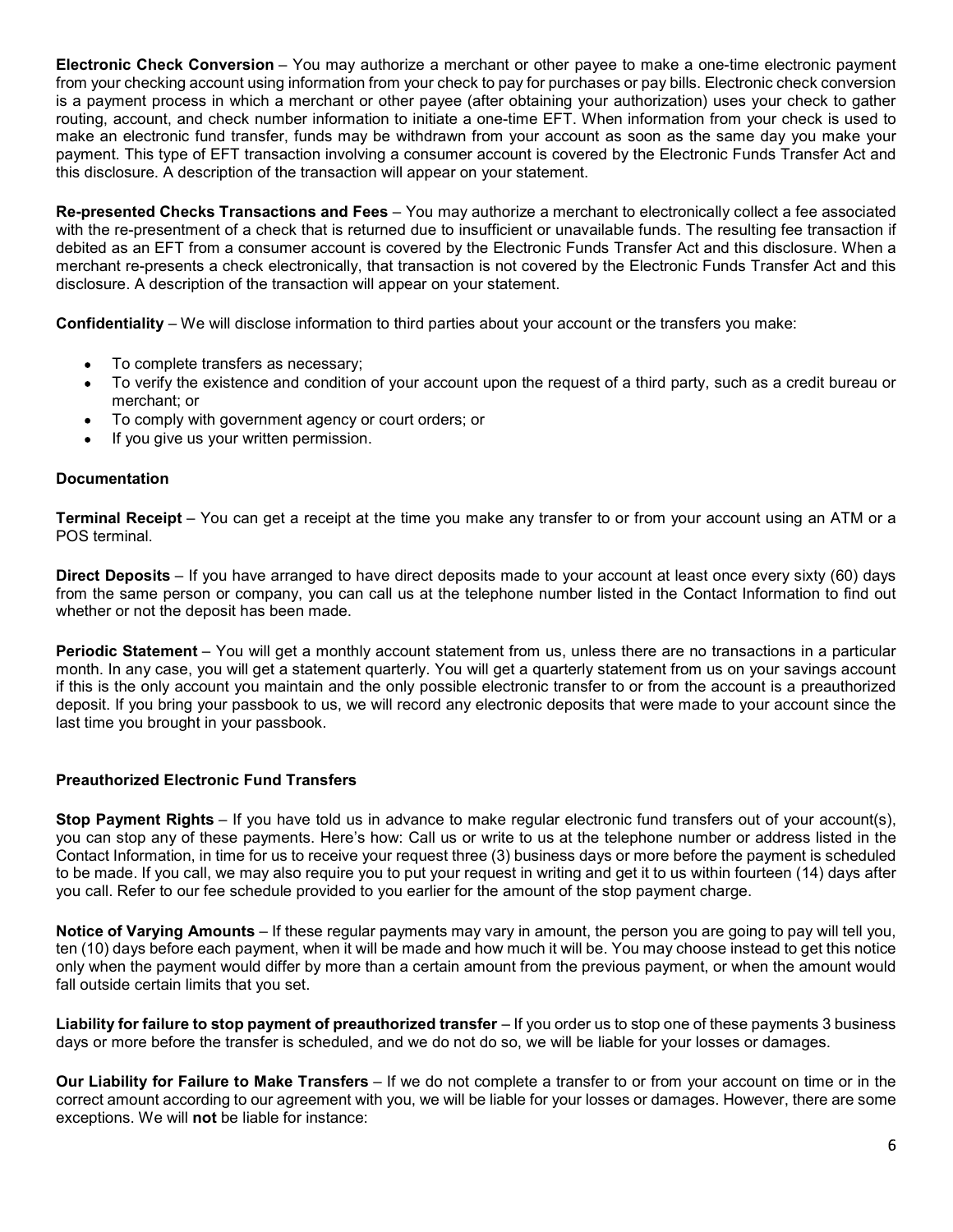**Electronic Check Conversion** – You may authorize a merchant or other payee to make a one-time electronic payment from your checking account using information from your check to pay for purchases or pay bills. Electronic check conversion is a payment process in which a merchant or other payee (after obtaining your authorization) uses your check to gather routing, account, and check number information to initiate a one-time EFT. When information from your check is used to make an electronic fund transfer, funds may be withdrawn from your account as soon as the same day you make your payment. This type of EFT transaction involving a consumer account is covered by the Electronic Funds Transfer Act and this disclosure. A description of the transaction will appear on your statement.

**Re-presented Checks Transactions and Fees** – You may authorize a merchant to electronically collect a fee associated with the re-presentment of a check that is returned due to insufficient or unavailable funds. The resulting fee transaction if debited as an EFT from a consumer account is covered by the Electronic Funds Transfer Act and this disclosure. When a merchant re-presents a check electronically, that transaction is not covered by the Electronic Funds Transfer Act and this disclosure. A description of the transaction will appear on your statement.

**Confidentiality** – We will disclose information to third parties about your account or the transfers you make:

- To complete transfers as necessary;
- To verify the existence and condition of your account upon the request of a third party, such as a credit bureau or merchant; or
- To comply with government agency or court orders; or
- If you give us your written permission.

**Documentation**

**Terminal Receipt** – You can get a receipt at the time you make any transfer to or from your account using an ATM or a POS terminal.

**Direct Deposits** – If you have arranged to have direct deposits made to your account at least once every sixty (60) days from the same person or company, you can call us at the telephone number listed in the Contact Information to find out whether or not the deposit has been made.

**Periodic Statement** – You will get a monthly account statement from us, unless there are no transactions in a particular month. In any case, you will get a statement quarterly. You will get a quarterly statement from us on your savings account if this is the only account you maintain and the only possible electronic transfer to or from the account is a preauthorized deposit. If you bring your passbook to us, we will record any electronic deposits that were made to your account since the last time you brought in your passbook.

**Preauthorized Electronic Fund Transfers**

**Stop Payment Rights** – If you have told us in advance to make regular electronic fund transfers out of your account(s), you can stop any of these payments. Here's how: Call us or write to us at the telephone number or address listed in the Contact Information, in time for us to receive your request three (3) business days or more before the payment is scheduled to be made. If you call, we may also require you to put your request in writing and get it to us within fourteen (14) days after you call. Refer to our fee schedule provided to you earlier for the amount of the stop payment charge.

**Notice of Varying Amounts** – If these regular payments may vary in amount, the person you are going to pay will tell you, ten (10) days before each payment, when it will be made and how much it will be. You may choose instead to get this notice only when the payment would differ by more than a certain amount from the previous payment, or when the amount would fall outside certain limits that you set.

**Liability for failure to stop payment of preauthorized transfer** – If you order us to stop one of these payments 3 business days or more before the transfer is scheduled, and we do not do so, we will be liable for your losses or damages.

**Our Liability for Failure to Make Transfers** – If we do not complete a transfer to or from your account on time or in the correct amount according to our agreement with you, we will be liable for your losses or damages. However, there are some exceptions. We will **not** be liable for instance: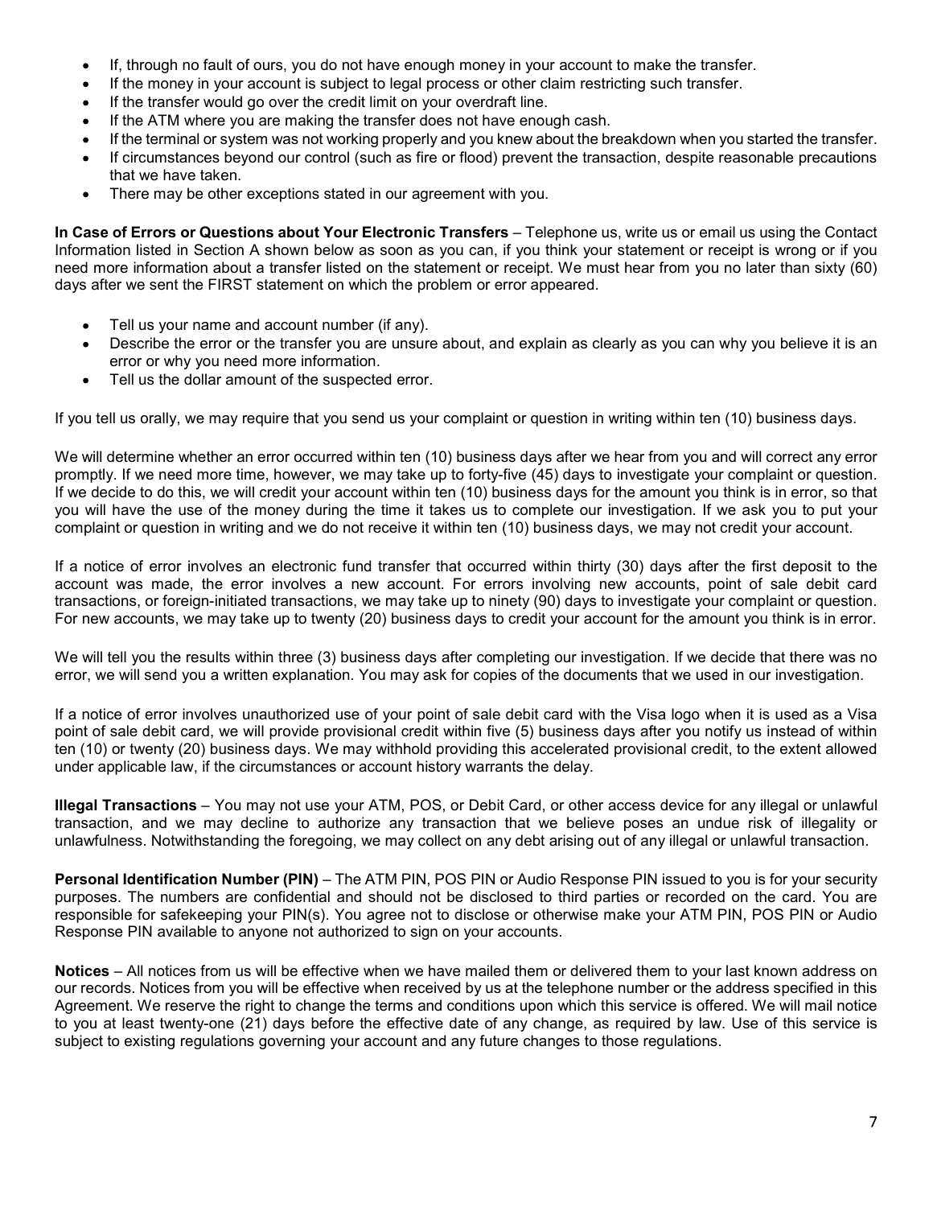- If, through no fault of ours, you do not have enough money in your account to make the transfer.
- If the money in your account is subject to legal process or other claim restricting such transfer.
- If the transfer would go over the credit limit on your overdraft line.
- If the ATM where you are making the transfer does not have enough cash.
- If the terminal or system was not working properly and you knew about the breakdown when you started the transfer.
- If circumstances beyond our control (such as fire or flood) prevent the transaction, despite reasonable precautions that we have taken.
- There may be other exceptions stated in our agreement with you.

**In Case of Errors or Questions about Your Electronic Transfers** – Telephone us, write us or email us using the Contact Information listed in Section A shown below as soon as you can, if you think your statement or receipt is wrong or if you need more information about a transfer listed on the statement or receipt. We must hear from you no later than sixty (60) days after we sent the FIRST statement on which the problem or error appeared.

- Tell us your name and account number (if any).
- Describe the error or the transfer you are unsure about, and explain as clearly as you can why you believe it is an error or why you need more information.
- Tell us the dollar amount of the suspected error.

If you tell us orally, we may require that you send us your complaint or question in writing within ten (10) business days.

We will determine whether an error occurred within ten (10) business days after we hear from you and will correct any error promptly. If we need more time, however, we may take up to forty-five (45) days to investigate your complaint or question. If we decide to do this, we will credit your account within ten (10) business days for the amount you think is in error, so that you will have the use of the money during the time it takes us to complete our investigation. If we ask you to put your complaint or question in writing and we do not receive it within ten (10) business days, we may not credit your account.

If a notice of error involves an electronic fund transfer that occurred within thirty (30) days after the first deposit to the account was made, the error involves a new account. For errors involving new accounts, point of sale debit card transactions, or foreign-initiated transactions, we may take up to ninety (90) days to investigate your complaint or question. For new accounts, we may take up to twenty (20) business days to credit your account for the amount you think is in error.

We will tell you the results within three (3) business days after completing our investigation. If we decide that there was no error, we will send you a written explanation. You may ask for copies of the documents that we used in our investigation.

If a notice of error involves unauthorized use of your point of sale debit card with the Visa logo when it is used as a Visa point of sale debit card, we will provide provisional credit within five (5) business days after you notify us instead of within ten (10) or twenty (20) business days. We may withhold providing this accelerated provisional credit, to the extent allowed under applicable law, if the circumstances or account history warrants the delay.

**Illegal Transactions** – You may not use your ATM, POS, or Debit Card, or other access device for any illegal or unlawful transaction, and we may decline to authorize any transaction that we believe poses an undue risk of illegality or unlawfulness. Notwithstanding the foregoing, we may collect on any debt arising out of any illegal or unlawful transaction.

**Personal Identification Number (PIN)** – The ATM PIN, POS PIN or Audio Response PIN issued to you is for your security purposes. The numbers are confidential and should not be disclosed to third parties or recorded on the card. You are responsible for safekeeping your PIN(s). You agree not to disclose or otherwise make your ATM PIN, POS PIN or Audio Response PIN available to anyone not authorized to sign on your accounts.

**Notices** – All notices from us will be effective when we have mailed them or delivered them to your last known address on our records. Notices from you will be effective when received by us at the telephone number or the address specified in this Agreement. We reserve the right to change the terms and conditions upon which this service is offered. We will mail notice to you at least twenty-one (21) days before the effective date of any change, as required by law. Use of this service is subject to existing regulations governing your account and any future changes to those regulations.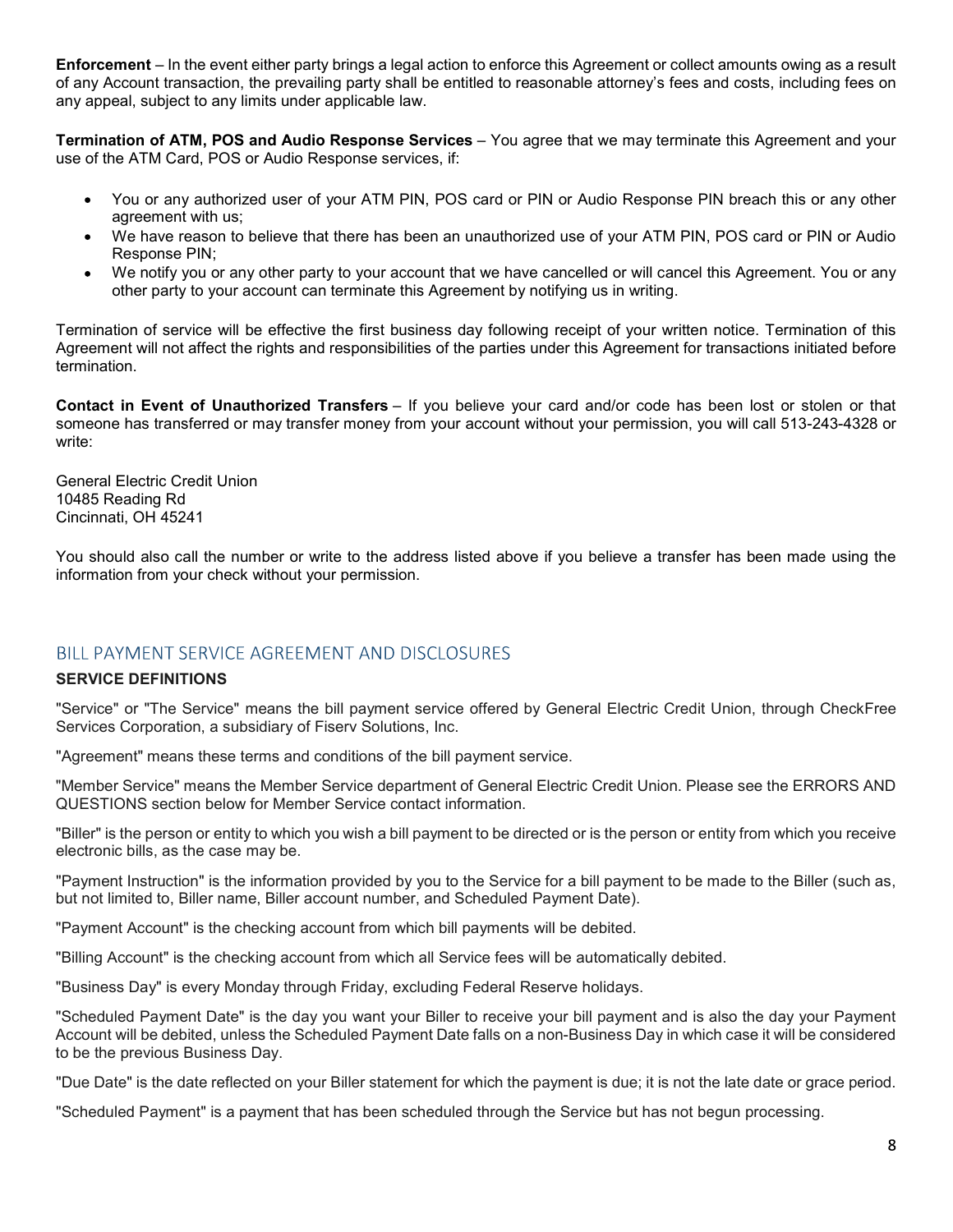**Enforcement** – In the event either party brings a legal action to enforce this Agreement or collect amounts owing as a result of any Account transaction, the prevailing party shall be entitled to reasonable attorney's fees and costs, including fees on any appeal, subject to any limits under applicable law.

**Termination of ATM, POS and Audio Response Services** – You agree that we may terminate this Agreement and your use of the ATM Card, POS or Audio Response services, if:

- You or any authorized user of your ATM PIN, POS card or PIN or Audio Response PIN breach this or any other agreement with us;
- We have reason to believe that there has been an unauthorized use of your ATM PIN, POS card or PIN or Audio Response PIN;
- We notify you or any other party to your account that we have cancelled or will cancel this Agreement. You or any other party to your account can terminate this Agreement by notifying us in writing.

Termination of service will be effective the first business day following receipt of your written notice. Termination of this Agreement will not affect the rights and responsibilities of the parties under this Agreement for transactions initiated before termination.

**Contact in Event of Unauthorized Transfers** – If you believe your card and/or code has been lost or stolen or that someone has transferred or may transfer money from your account without your permission, you will call 513-243-4328 or write:

General Electric Credit Union
10485 Reading Rd
Cincinnati, OH 45241

You should also call the number or write to the address listed above if you believe a transfer has been made using the information from your check without your permission.

## BILL PAYMENT SERVICE AGREEMENT AND DISCLOSURES

**SERVICE DEFINITIONS**

"Service" or "The Service" means the bill payment service offered by General Electric Credit Union, through CheckFree Services Corporation, a subsidiary of Fiserv Solutions, Inc.

"Agreement" means these terms and conditions of the bill payment service.

"Member Service" means the Member Service department of General Electric Credit Union. Please see the ERRORS AND QUESTIONS section below for Member Service contact information.

"Biller" is the person or entity to which you wish a bill payment to be directed or is the person or entity from which you receive electronic bills, as the case may be.

"Payment Instruction" is the information provided by you to the Service for a bill payment to be made to the Biller (such as, but not limited to, Biller name, Biller account number, and Scheduled Payment Date).

"Payment Account" is the checking account from which bill payments will be debited.

"Billing Account" is the checking account from which all Service fees will be automatically debited.

"Business Day" is every Monday through Friday, excluding Federal Reserve holidays.

"Scheduled Payment Date" is the day you want your Biller to receive your bill payment and is also the day your Payment Account will be debited, unless the Scheduled Payment Date falls on a non-Business Day in which case it will be considered to be the previous Business Day.

"Due Date" is the date reflected on your Biller statement for which the payment is due; it is not the late date or grace period.

"Scheduled Payment" is a payment that has been scheduled through the Service but has not begun processing.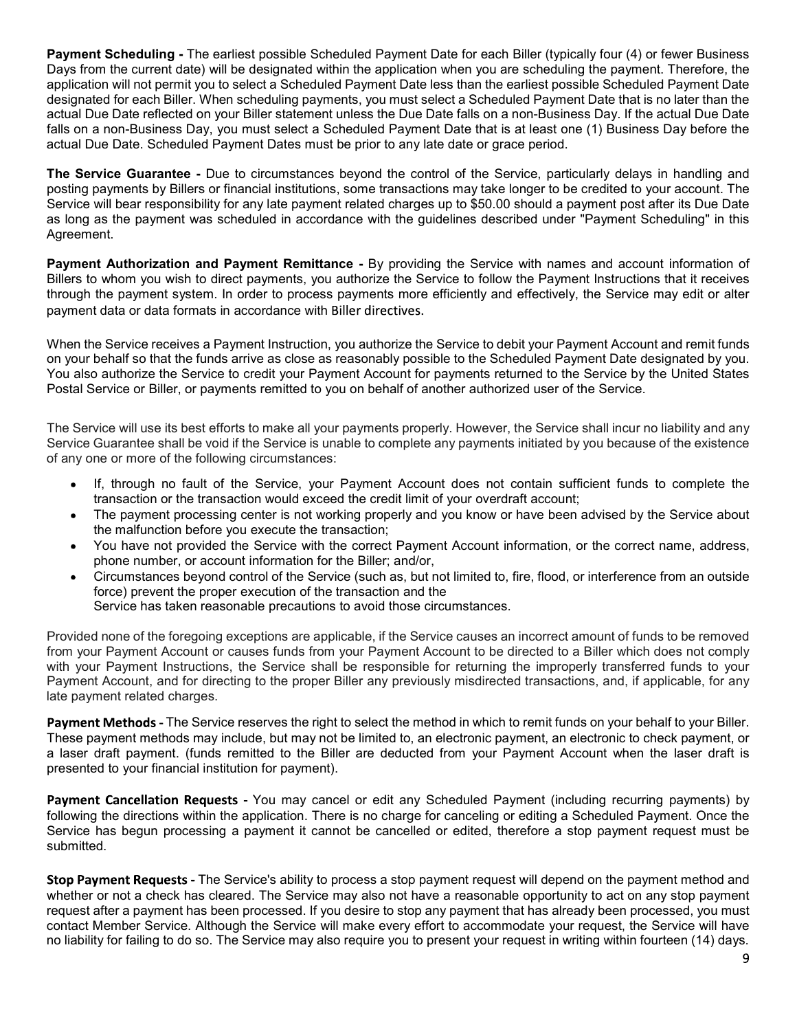**Payment Scheduling -** The earliest possible Scheduled Payment Date for each Biller (typically four (4) or fewer Business Days from the current date) will be designated within the application when you are scheduling the payment. Therefore, the application will not permit you to select a Scheduled Payment Date less than the earliest possible Scheduled Payment Date designated for each Biller. When scheduling payments, you must select a Scheduled Payment Date that is no later than the actual Due Date reflected on your Biller statement unless the Due Date falls on a non-Business Day. If the actual Due Date falls on a non-Business Day, you must select a Scheduled Payment Date that is at least one (1) Business Day before the actual Due Date. Scheduled Payment Dates must be prior to any late date or grace period.

**The Service Guarantee -** Due to circumstances beyond the control of the Service, particularly delays in handling and posting payments by Billers or financial institutions, some transactions may take longer to be credited to your account. The Service will bear responsibility for any late payment related charges up to $50.00 should a payment post after its Due Date as long as the payment was scheduled in accordance with the guidelines described under "Payment Scheduling" in this Agreement.

**Payment Authorization and Payment Remittance -** By providing the Service with names and account information of Billers to whom you wish to direct payments, you authorize the Service to follow the Payment Instructions that it receives through the payment system. In order to process payments more efficiently and effectively, the Service may edit or alter payment data or data formats in accordance with Biller directives.

When the Service receives a Payment Instruction, you authorize the Service to debit your Payment Account and remit funds on your behalf so that the funds arrive as close as reasonably possible to the Scheduled Payment Date designated by you. You also authorize the Service to credit your Payment Account for payments returned to the Service by the United States Postal Service or Biller, or payments remitted to you on behalf of another authorized user of the Service.

The Service will use its best efforts to make all your payments properly. However, the Service shall incur no liability and any Service Guarantee shall be void if the Service is unable to complete any payments initiated by you because of the existence of any one or more of the following circumstances:

- If, through no fault of the Service, your Payment Account does not contain sufficient funds to complete the transaction or the transaction would exceed the credit limit of your overdraft account;
- The payment processing center is not working properly and you know or have been advised by the Service about the malfunction before you execute the transaction;
- You have not provided the Service with the correct Payment Account information, or the correct name, address, phone number, or account information for the Biller; and/or,
- Circumstances beyond control of the Service (such as, but not limited to, fire, flood, or interference from an outside force) prevent the proper execution of the transaction and the Service has taken reasonable precautions to avoid those circumstances.

Provided none of the foregoing exceptions are applicable, if the Service causes an incorrect amount of funds to be removed from your Payment Account or causes funds from your Payment Account to be directed to a Biller which does not comply with your Payment Instructions, the Service shall be responsible for returning the improperly transferred funds to your Payment Account, and for directing to the proper Biller any previously misdirected transactions, and, if applicable, for any late payment related charges.

**Payment Methods -** The Service reserves the right to select the method in which to remit funds on your behalf to your Biller. These payment methods may include, but may not be limited to, an electronic payment, an electronic to check payment, or a laser draft payment. (funds remitted to the Biller are deducted from your Payment Account when the laser draft is presented to your financial institution for payment).

**Payment Cancellation Requests -** You may cancel or edit any Scheduled Payment (including recurring payments) by following the directions within the application. There is no charge for canceling or editing a Scheduled Payment. Once the Service has begun processing a payment it cannot be cancelled or edited, therefore a stop payment request must be submitted.

**Stop Payment Requests -** The Service's ability to process a stop payment request will depend on the payment method and whether or not a check has cleared. The Service may also not have a reasonable opportunity to act on any stop payment request after a payment has been processed. If you desire to stop any payment that has already been processed, you must contact Member Service. Although the Service will make every effort to accommodate your request, the Service will have no liability for failing to do so. The Service may also require you to present your request in writing within fourteen (14) days.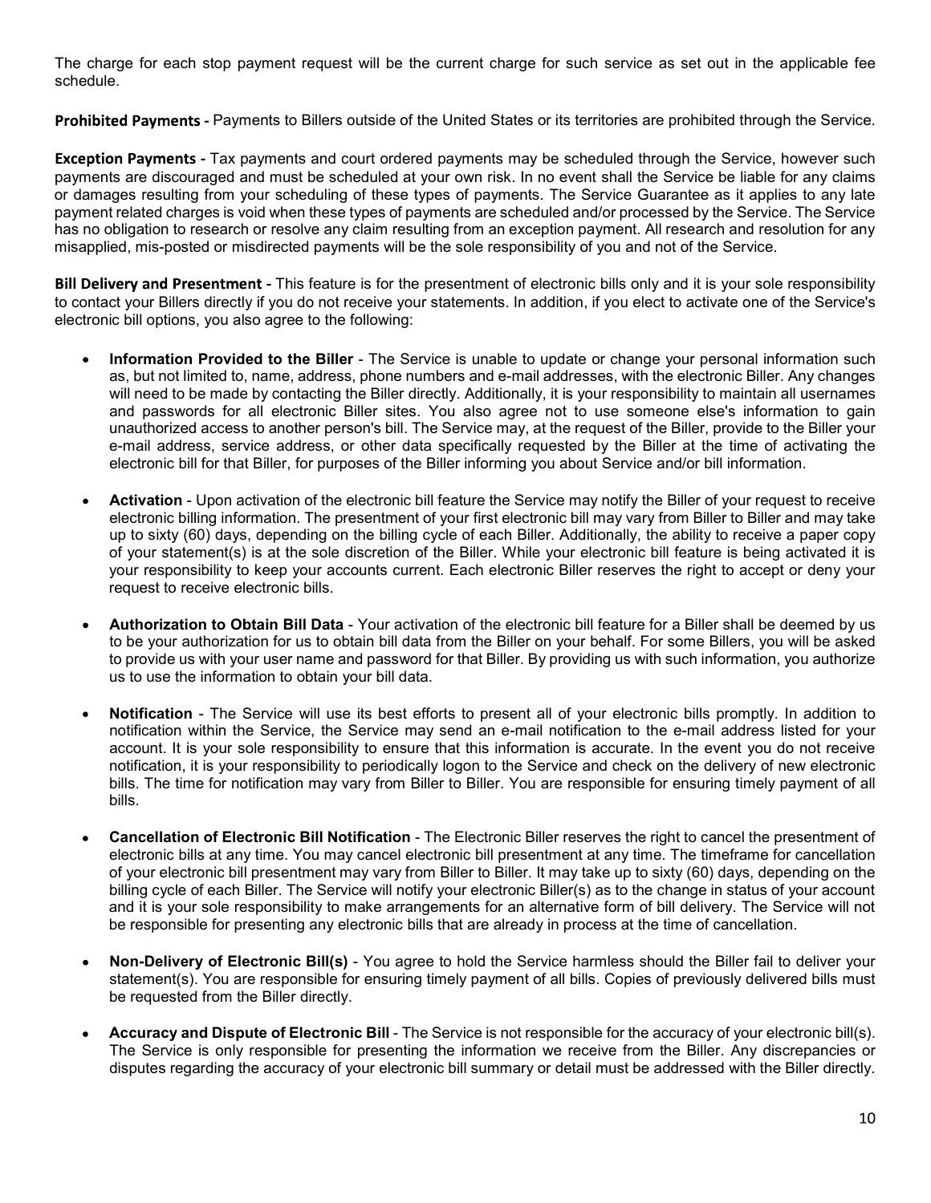The charge for each stop payment request will be the current charge for such service as set out in the applicable fee schedule.

**Prohibited Payments -** Payments to Billers outside of the United States or its territories are prohibited through the Service.

**Exception Payments -** Tax payments and court ordered payments may be scheduled through the Service, however such payments are discouraged and must be scheduled at your own risk. In no event shall the Service be liable for any claims or damages resulting from your scheduling of these types of payments. The Service Guarantee as it applies to any late payment related charges is void when these types of payments are scheduled and/or processed by the Service. The Service has no obligation to research or resolve any claim resulting from an exception payment. All research and resolution for any misapplied, mis-posted or misdirected payments will be the sole responsibility of you and not of the Service.

**Bill Delivery and Presentment -** This feature is for the presentment of electronic bills only and it is your sole responsibility to contact your Billers directly if you do not receive your statements. In addition, if you elect to activate one of the Service's electronic bill options, you also agree to the following:

- **Information Provided to the Biller** - The Service is unable to update or change your personal information such as, but not limited to, name, address, phone numbers and e-mail addresses, with the electronic Biller. Any changes will need to be made by contacting the Biller directly. Additionally, it is your responsibility to maintain all usernames and passwords for all electronic Biller sites. You also agree not to use someone else's information to gain unauthorized access to another person's bill. The Service may, at the request of the Biller, provide to the Biller your e-mail address, service address, or other data specifically requested by the Biller at the time of activating the electronic bill for that Biller, for purposes of the Biller informing you about Service and/or bill information.

- **Activation** - Upon activation of the electronic bill feature the Service may notify the Biller of your request to receive electronic billing information. The presentment of your first electronic bill may vary from Biller to Biller and may take up to sixty (60) days, depending on the billing cycle of each Biller. Additionally, the ability to receive a paper copy of your statement(s) is at the sole discretion of the Biller. While your electronic bill feature is being activated it is your responsibility to keep your accounts current. Each electronic Biller reserves the right to accept or deny your request to receive electronic bills.

- **Authorization to Obtain Bill Data** - Your activation of the electronic bill feature for a Biller shall be deemed by us to be your authorization for us to obtain bill data from the Biller on your behalf. For some Billers, you will be asked to provide us with your user name and password for that Biller. By providing us with such information, you authorize us to use the information to obtain your bill data.

- **Notification** - The Service will use its best efforts to present all of your electronic bills promptly. In addition to notification within the Service, the Service may send an e-mail notification to the e-mail address listed for your account. It is your sole responsibility to ensure that this information is accurate. In the event you do not receive notification, it is your responsibility to periodically logon to the Service and check on the delivery of new electronic bills. The time for notification may vary from Biller to Biller. You are responsible for ensuring timely payment of all bills.

- **Cancellation of Electronic Bill Notification** - The Electronic Biller reserves the right to cancel the presentment of electronic bills at any time. You may cancel electronic bill presentment at any time. The timeframe for cancellation of your electronic bill presentment may vary from Biller to Biller. It may take up to sixty (60) days, depending on the billing cycle of each Biller. The Service will notify your electronic Biller(s) as to the change in status of your account and it is your sole responsibility to make arrangements for an alternative form of bill delivery. The Service will not be responsible for presenting any electronic bills that are already in process at the time of cancellation.

- **Non-Delivery of Electronic Bill(s)** - You agree to hold the Service harmless should the Biller fail to deliver your statement(s). You are responsible for ensuring timely payment of all bills. Copies of previously delivered bills must be requested from the Biller directly.

- **Accuracy and Dispute of Electronic Bill** - The Service is not responsible for the accuracy of your electronic bill(s). The Service is only responsible for presenting the information we receive from the Biller. Any discrepancies or disputes regarding the accuracy of your electronic bill summary or detail must be addressed with the Biller directly.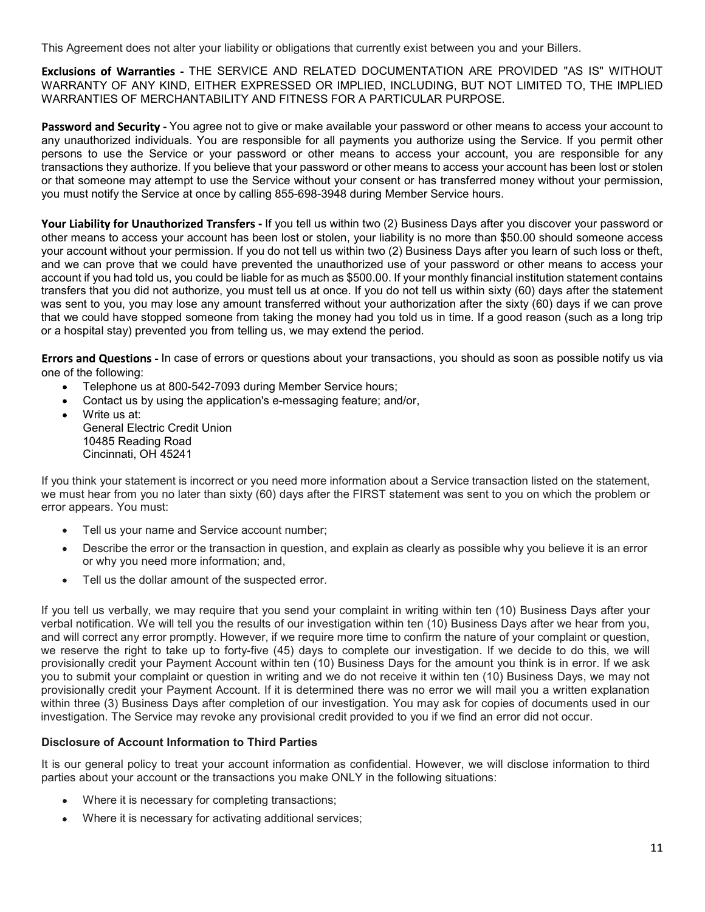This Agreement does not alter your liability or obligations that currently exist between you and your Billers.

**Exclusions of Warranties -** THE SERVICE AND RELATED DOCUMENTATION ARE PROVIDED "AS IS" WITHOUT WARRANTY OF ANY KIND, EITHER EXPRESSED OR IMPLIED, INCLUDING, BUT NOT LIMITED TO, THE IMPLIED WARRANTIES OF MERCHANTABILITY AND FITNESS FOR A PARTICULAR PURPOSE.

**Password and Security -** You agree not to give or make available your password or other means to access your account to any unauthorized individuals. You are responsible for all payments you authorize using the Service. If you permit other persons to use the Service or your password or other means to access your account, you are responsible for any transactions they authorize. If you believe that your password or other means to access your account has been lost or stolen or that someone may attempt to use the Service without your consent or has transferred money without your permission, you must notify the Service at once by calling 855-698-3948 during Member Service hours.

**Your Liability for Unauthorized Transfers -** If you tell us within two (2) Business Days after you discover your password or other means to access your account has been lost or stolen, your liability is no more than $50.00 should someone access your account without your permission. If you do not tell us within two (2) Business Days after you learn of such loss or theft, and we can prove that we could have prevented the unauthorized use of your password or other means to access your account if you had told us, you could be liable for as much as $500.00. If your monthly financial institution statement contains transfers that you did not authorize, you must tell us at once. If you do not tell us within sixty (60) days after the statement was sent to you, you may lose any amount transferred without your authorization after the sixty (60) days if we can prove that we could have stopped someone from taking the money had you told us in time. If a good reason (such as a long trip or a hospital stay) prevented you from telling us, we may extend the period.

**Errors and Questions -** In case of errors or questions about your transactions, you should as soon as possible notify us via one of the following:

- Telephone us at 800-542-7093 during Member Service hours;
- Contact us by using the application's e-messaging feature; and/or,
- Write us at:
  General Electric Credit Union
  10485 Reading Road
  Cincinnati, OH 45241

If you think your statement is incorrect or you need more information about a Service transaction listed on the statement, we must hear from you no later than sixty (60) days after the FIRST statement was sent to you on which the problem or error appears. You must:

- Tell us your name and Service account number;
- Describe the error or the transaction in question, and explain as clearly as possible why you believe it is an error or why you need more information; and,
- Tell us the dollar amount of the suspected error.

If you tell us verbally, we may require that you send your complaint in writing within ten (10) Business Days after your verbal notification. We will tell you the results of our investigation within ten (10) Business Days after we hear from you, and will correct any error promptly. However, if we require more time to confirm the nature of your complaint or question, we reserve the right to take up to forty-five (45) days to complete our investigation. If we decide to do this, we will provisionally credit your Payment Account within ten (10) Business Days for the amount you think is in error. If we ask you to submit your complaint or question in writing and we do not receive it within ten (10) Business Days, we may not provisionally credit your Payment Account. If it is determined there was no error we will mail you a written explanation within three (3) Business Days after completion of our investigation. You may ask for copies of documents used in our investigation. The Service may revoke any provisional credit provided to you if we find an error did not occur.

**Disclosure of Account Information to Third Parties**

It is our general policy to treat your account information as confidential. However, we will disclose information to third parties about your account or the transactions you make ONLY in the following situations:

- Where it is necessary for completing transactions;
- Where it is necessary for activating additional services;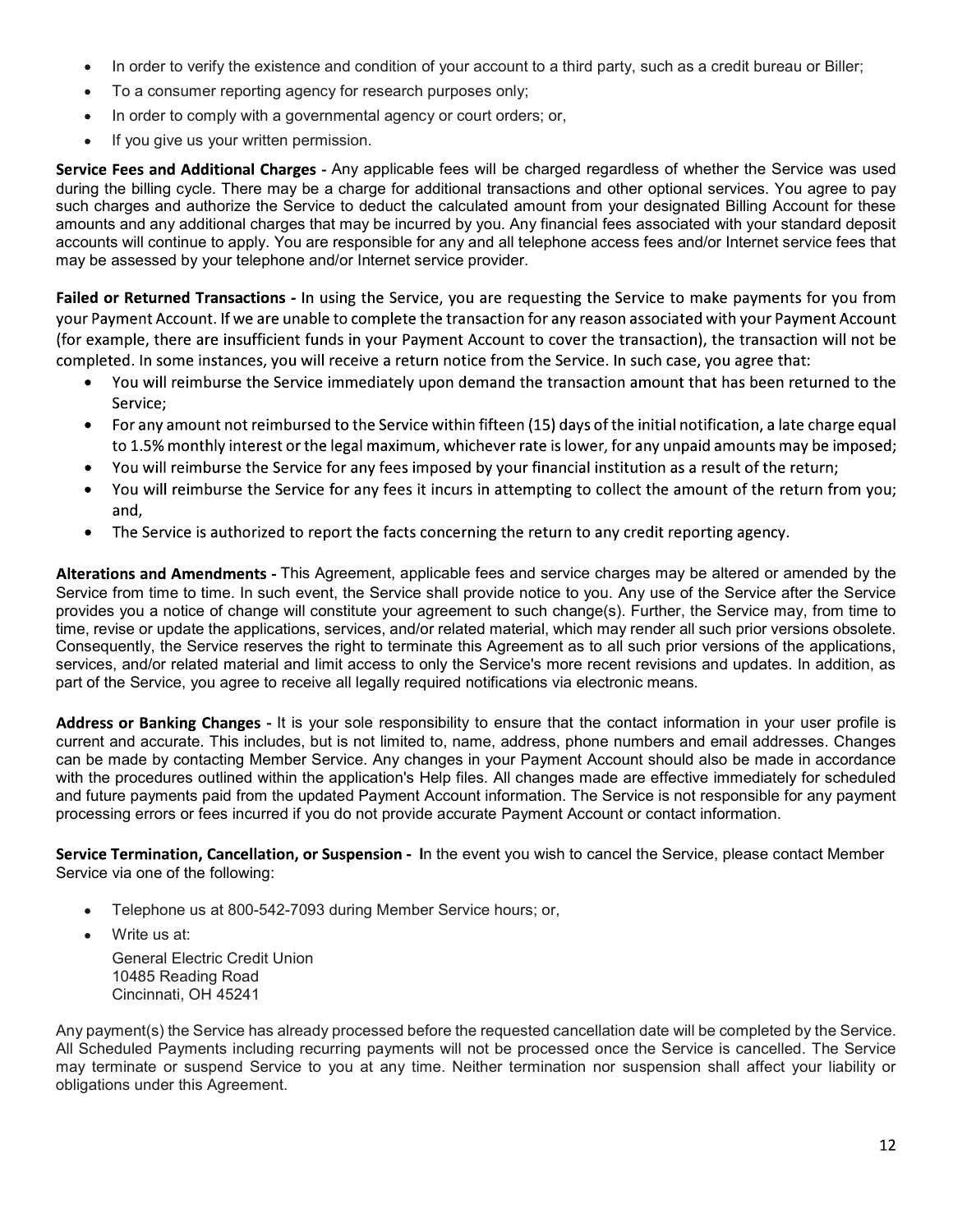- In order to verify the existence and condition of your account to a third party, such as a credit bureau or Biller;
- To a consumer reporting agency for research purposes only;
- In order to comply with a governmental agency or court orders; or,
- If you give us your written permission.

**Service Fees and Additional Charges -** Any applicable fees will be charged regardless of whether the Service was used during the billing cycle. There may be a charge for additional transactions and other optional services. You agree to pay such charges and authorize the Service to deduct the calculated amount from your designated Billing Account for these amounts and any additional charges that may be incurred by you. Any financial fees associated with your standard deposit accounts will continue to apply. You are responsible for any and all telephone access fees and/or Internet service fees that may be assessed by your telephone and/or Internet service provider.

**Failed or Returned Transactions -** In using the Service, you are requesting the Service to make payments for you from your Payment Account. If we are unable to complete the transaction for any reason associated with your Payment Account (for example, there are insufficient funds in your Payment Account to cover the transaction), the transaction will not be completed. In some instances, you will receive a return notice from the Service. In such case, you agree that:

- You will reimburse the Service immediately upon demand the transaction amount that has been returned to the Service;
- For any amount not reimbursed to the Service within fifteen (15) days of the initial notification, a late charge equal to 1.5% monthly interest or the legal maximum, whichever rate is lower, for any unpaid amounts may be imposed;
- You will reimburse the Service for any fees imposed by your financial institution as a result of the return;
- You will reimburse the Service for any fees it incurs in attempting to collect the amount of the return from you; and,
- The Service is authorized to report the facts concerning the return to any credit reporting agency.

**Alterations and Amendments -** This Agreement, applicable fees and service charges may be altered or amended by the Service from time to time. In such event, the Service shall provide notice to you. Any use of the Service after the Service provides you a notice of change will constitute your agreement to such change(s). Further, the Service may, from time to time, revise or update the applications, services, and/or related material, which may render all such prior versions obsolete. Consequently, the Service reserves the right to terminate this Agreement as to all such prior versions of the applications, services, and/or related material and limit access to only the Service's more recent revisions and updates. In addition, as part of the Service, you agree to receive all legally required notifications via electronic means.

**Address or Banking Changes -** It is your sole responsibility to ensure that the contact information in your user profile is current and accurate. This includes, but is not limited to, name, address, phone numbers and email addresses. Changes can be made by contacting Member Service. Any changes in your Payment Account should also be made in accordance with the procedures outlined within the application's Help files. All changes made are effective immediately for scheduled and future payments paid from the updated Payment Account information. The Service is not responsible for any payment processing errors or fees incurred if you do not provide accurate Payment Account or contact information.

**Service Termination, Cancellation, or Suspension - I**n the event you wish to cancel the Service, please contact Member Service via one of the following:

- Telephone us at 800-542-7093 during Member Service hours; or,
- Write us at:

  General Electric Credit Union
  10485 Reading Road
  Cincinnati, OH 45241

Any payment(s) the Service has already processed before the requested cancellation date will be completed by the Service. All Scheduled Payments including recurring payments will not be processed once the Service is cancelled. The Service may terminate or suspend Service to you at any time. Neither termination nor suspension shall affect your liability or obligations under this Agreement.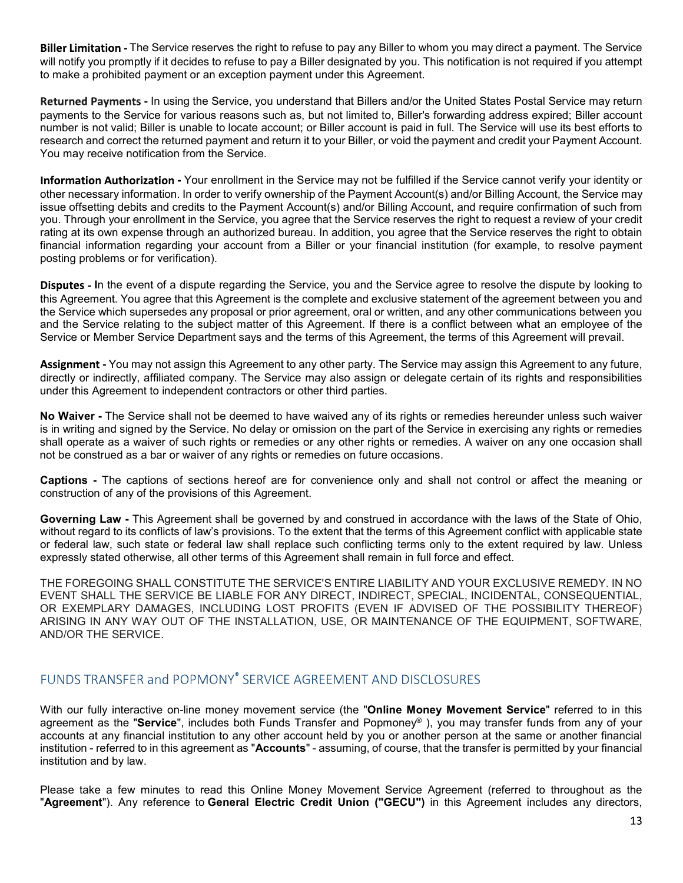**Biller Limitation -** The Service reserves the right to refuse to pay any Biller to whom you may direct a payment. The Service will notify you promptly if it decides to refuse to pay a Biller designated by you. This notification is not required if you attempt to make a prohibited payment or an exception payment under this Agreement.

**Returned Payments -** In using the Service, you understand that Billers and/or the United States Postal Service may return payments to the Service for various reasons such as, but not limited to, Biller's forwarding address expired; Biller account number is not valid; Biller is unable to locate account; or Biller account is paid in full. The Service will use its best efforts to research and correct the returned payment and return it to your Biller, or void the payment and credit your Payment Account. You may receive notification from the Service.

**Information Authorization -** Your enrollment in the Service may not be fulfilled if the Service cannot verify your identity or other necessary information. In order to verify ownership of the Payment Account(s) and/or Billing Account, the Service may issue offsetting debits and credits to the Payment Account(s) and/or Billing Account, and require confirmation of such from you. Through your enrollment in the Service, you agree that the Service reserves the right to request a review of your credit rating at its own expense through an authorized bureau. In addition, you agree that the Service reserves the right to obtain financial information regarding your account from a Biller or your financial institution (for example, to resolve payment posting problems or for verification).

**Disputes - I**n the event of a dispute regarding the Service, you and the Service agree to resolve the dispute by looking to this Agreement. You agree that this Agreement is the complete and exclusive statement of the agreement between you and the Service which supersedes any proposal or prior agreement, oral or written, and any other communications between you and the Service relating to the subject matter of this Agreement. If there is a conflict between what an employee of the Service or Member Service Department says and the terms of this Agreement, the terms of this Agreement will prevail.

**Assignment -** You may not assign this Agreement to any other party. The Service may assign this Agreement to any future, directly or indirectly, affiliated company. The Service may also assign or delegate certain of its rights and responsibilities under this Agreement to independent contractors or other third parties.

**No Waiver -** The Service shall not be deemed to have waived any of its rights or remedies hereunder unless such waiver is in writing and signed by the Service. No delay or omission on the part of the Service in exercising any rights or remedies shall operate as a waiver of such rights or remedies or any other rights or remedies. A waiver on any one occasion shall not be construed as a bar or waiver of any rights or remedies on future occasions.

**Captions -** The captions of sections hereof are for convenience only and shall not control or affect the meaning or construction of any of the provisions of this Agreement.

**Governing Law -** This Agreement shall be governed by and construed in accordance with the laws of the State of Ohio, without regard to its conflicts of law's provisions. To the extent that the terms of this Agreement conflict with applicable state or federal law, such state or federal law shall replace such conflicting terms only to the extent required by law. Unless expressly stated otherwise, all other terms of this Agreement shall remain in full force and effect.

THE FOREGOING SHALL CONSTITUTE THE SERVICE'S ENTIRE LIABILITY AND YOUR EXCLUSIVE REMEDY. IN NO EVENT SHALL THE SERVICE BE LIABLE FOR ANY DIRECT, INDIRECT, SPECIAL, INCIDENTAL, CONSEQUENTIAL, OR EXEMPLARY DAMAGES, INCLUDING LOST PROFITS (EVEN IF ADVISED OF THE POSSIBILITY THEREOF) ARISING IN ANY WAY OUT OF THE INSTALLATION, USE, OR MAINTENANCE OF THE EQUIPMENT, SOFTWARE, AND/OR THE SERVICE.

## FUNDS TRANSFER and POPMONY® SERVICE AGREEMENT AND DISCLOSURES

With our fully interactive on-line money movement service (the "**Online Money Movement Service**" referred to in this agreement as the "**Service**", includes both Funds Transfer and Popmoney® ), you may transfer funds from any of your accounts at any financial institution to any other account held by you or another person at the same or another financial institution - referred to in this agreement as "**Accounts**" - assuming, of course, that the transfer is permitted by your financial institution and by law.

Please take a few minutes to read this Online Money Movement Service Agreement (referred to throughout as the "**Agreement**"). Any reference to **General Electric Credit Union ("GECU")** in this Agreement includes any directors,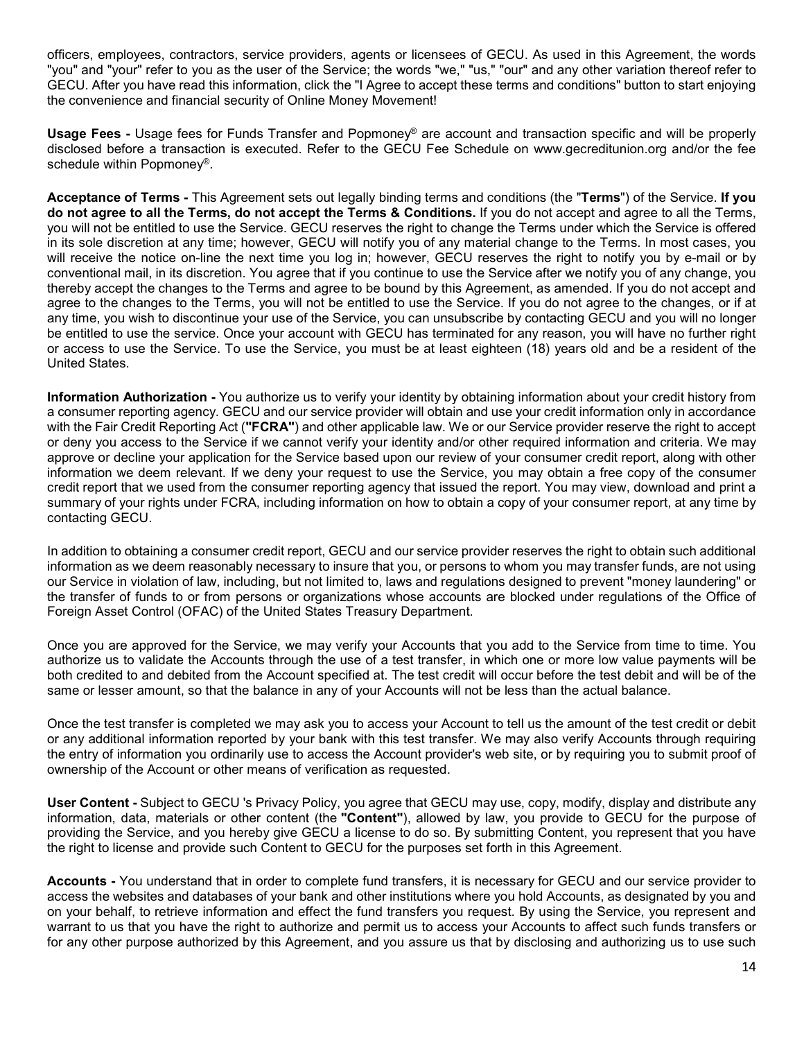officers, employees, contractors, service providers, agents or licensees of GECU. As used in this Agreement, the words "you" and "your" refer to you as the user of the Service; the words "we," "us," "our" and any other variation thereof refer to GECU. After you have read this information, click the "I Agree to accept these terms and conditions" button to start enjoying the convenience and financial security of Online Money Movement!

**Usage Fees -** Usage fees for Funds Transfer and Popmoney® are account and transaction specific and will be properly disclosed before a transaction is executed. Refer to the GECU Fee Schedule on www.gecreditunion.org and/or the fee schedule within Popmoney®.

**Acceptance of Terms -** This Agreement sets out legally binding terms and conditions (the "**Terms**") of the Service. **If you do not agree to all the Terms, do not accept the Terms & Conditions.** If you do not accept and agree to all the Terms, you will not be entitled to use the Service. GECU reserves the right to change the Terms under which the Service is offered in its sole discretion at any time; however, GECU will notify you of any material change to the Terms. In most cases, you will receive the notice on-line the next time you log in; however, GECU reserves the right to notify you by e-mail or by conventional mail, in its discretion. You agree that if you continue to use the Service after we notify you of any change, you thereby accept the changes to the Terms and agree to be bound by this Agreement, as amended. If you do not accept and agree to the changes to the Terms, you will not be entitled to use the Service. If you do not agree to the changes, or if at any time, you wish to discontinue your use of the Service, you can unsubscribe by contacting GECU and you will no longer be entitled to use the service. Once your account with GECU has terminated for any reason, you will have no further right or access to use the Service. To use the Service, you must be at least eighteen (18) years old and be a resident of the United States.

**Information Authorization -** You authorize us to verify your identity by obtaining information about your credit history from a consumer reporting agency. GECU and our service provider will obtain and use your credit information only in accordance with the Fair Credit Reporting Act (**"FCRA"**) and other applicable law. We or our Service provider reserve the right to accept or deny you access to the Service if we cannot verify your identity and/or other required information and criteria. We may approve or decline your application for the Service based upon our review of your consumer credit report, along with other information we deem relevant. If we deny your request to use the Service, you may obtain a free copy of the consumer credit report that we used from the consumer reporting agency that issued the report. You may view, download and print a summary of your rights under FCRA, including information on how to obtain a copy of your consumer report, at any time by contacting GECU.

In addition to obtaining a consumer credit report, GECU and our service provider reserves the right to obtain such additional information as we deem reasonably necessary to insure that you, or persons to whom you may transfer funds, are not using our Service in violation of law, including, but not limited to, laws and regulations designed to prevent "money laundering" or the transfer of funds to or from persons or organizations whose accounts are blocked under regulations of the Office of Foreign Asset Control (OFAC) of the United States Treasury Department.

Once you are approved for the Service, we may verify your Accounts that you add to the Service from time to time. You authorize us to validate the Accounts through the use of a test transfer, in which one or more low value payments will be both credited to and debited from the Account specified at. The test credit will occur before the test debit and will be of the same or lesser amount, so that the balance in any of your Accounts will not be less than the actual balance.

Once the test transfer is completed we may ask you to access your Account to tell us the amount of the test credit or debit or any additional information reported by your bank with this test transfer. We may also verify Accounts through requiring the entry of information you ordinarily use to access the Account provider's web site, or by requiring you to submit proof of ownership of the Account or other means of verification as requested.

**User Content -** Subject to GECU 's Privacy Policy, you agree that GECU may use, copy, modify, display and distribute any information, data, materials or other content (the **"Content"**), allowed by law, you provide to GECU for the purpose of providing the Service, and you hereby give GECU a license to do so. By submitting Content, you represent that you have the right to license and provide such Content to GECU for the purposes set forth in this Agreement.

**Accounts -** You understand that in order to complete fund transfers, it is necessary for GECU and our service provider to access the websites and databases of your bank and other institutions where you hold Accounts, as designated by you and on your behalf, to retrieve information and effect the fund transfers you request. By using the Service, you represent and warrant to us that you have the right to authorize and permit us to access your Accounts to affect such funds transfers or for any other purpose authorized by this Agreement, and you assure us that by disclosing and authorizing us to use such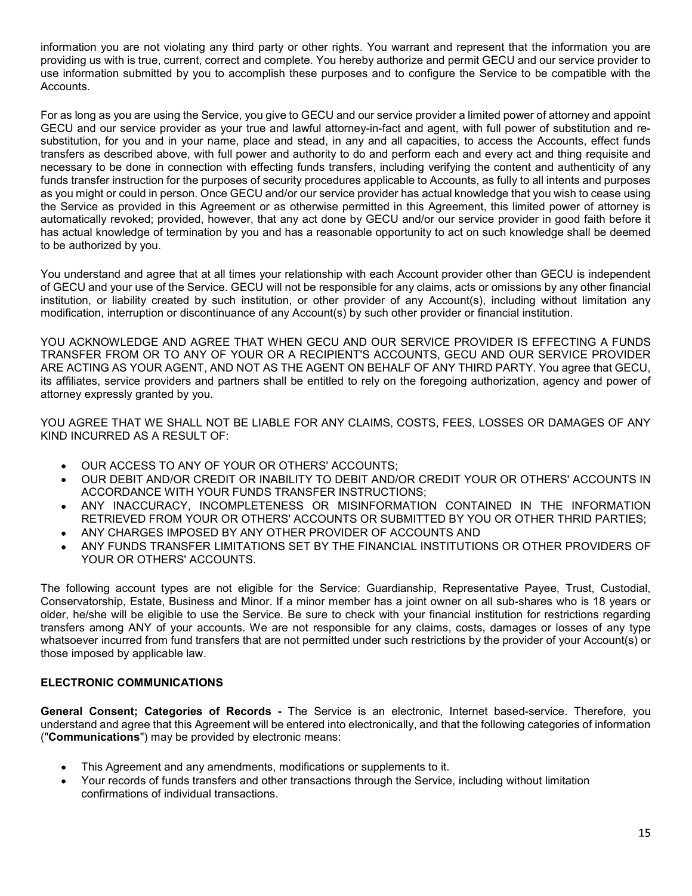information you are not violating any third party or other rights. You warrant and represent that the information you are providing us with is true, current, correct and complete. You hereby authorize and permit GECU and our service provider to use information submitted by you to accomplish these purposes and to configure the Service to be compatible with the Accounts.

For as long as you are using the Service, you give to GECU and our service provider a limited power of attorney and appoint GECU and our service provider as your true and lawful attorney-in-fact and agent, with full power of substitution and re-substitution, for you and in your name, place and stead, in any and all capacities, to access the Accounts, effect funds transfers as described above, with full power and authority to do and perform each and every act and thing requisite and necessary to be done in connection with effecting funds transfers, including verifying the content and authenticity of any funds transfer instruction for the purposes of security procedures applicable to Accounts, as fully to all intents and purposes as you might or could in person. Once GECU and/or our service provider has actual knowledge that you wish to cease using the Service as provided in this Agreement or as otherwise permitted in this Agreement, this limited power of attorney is automatically revoked; provided, however, that any act done by GECU and/or our service provider in good faith before it has actual knowledge of termination by you and has a reasonable opportunity to act on such knowledge shall be deemed to be authorized by you.

You understand and agree that at all times your relationship with each Account provider other than GECU is independent of GECU and your use of the Service. GECU will not be responsible for any claims, acts or omissions by any other financial institution, or liability created by such institution, or other provider of any Account(s), including without limitation any modification, interruption or discontinuance of any Account(s) by such other provider or financial institution.

YOU ACKNOWLEDGE AND AGREE THAT WHEN GECU AND OUR SERVICE PROVIDER IS EFFECTING A FUNDS TRANSFER FROM OR TO ANY OF YOUR OR A RECIPIENT'S ACCOUNTS, GECU AND OUR SERVICE PROVIDER ARE ACTING AS YOUR AGENT, AND NOT AS THE AGENT ON BEHALF OF ANY THIRD PARTY. You agree that GECU, its affiliates, service providers and partners shall be entitled to rely on the foregoing authorization, agency and power of attorney expressly granted by you.

YOU AGREE THAT WE SHALL NOT BE LIABLE FOR ANY CLAIMS, COSTS, FEES, LOSSES OR DAMAGES OF ANY KIND INCURRED AS A RESULT OF:

- OUR ACCESS TO ANY OF YOUR OR OTHERS' ACCOUNTS;
- OUR DEBIT AND/OR CREDIT OR INABILITY TO DEBIT AND/OR CREDIT YOUR OR OTHERS' ACCOUNTS IN ACCORDANCE WITH YOUR FUNDS TRANSFER INSTRUCTIONS;
- ANY INACCURACY, INCOMPLETENESS OR MISINFORMATION CONTAINED IN THE INFORMATION RETRIEVED FROM YOUR OR OTHERS' ACCOUNTS OR SUBMITTED BY YOU OR OTHER THRID PARTIES;
- ANY CHARGES IMPOSED BY ANY OTHER PROVIDER OF ACCOUNTS AND
- ANY FUNDS TRANSFER LIMITATIONS SET BY THE FINANCIAL INSTITUTIONS OR OTHER PROVIDERS OF YOUR OR OTHERS' ACCOUNTS.

The following account types are not eligible for the Service: Guardianship, Representative Payee, Trust, Custodial, Conservatorship, Estate, Business and Minor. If a minor member has a joint owner on all sub-shares who is 18 years or older, he/she will be eligible to use the Service. Be sure to check with your financial institution for restrictions regarding transfers among ANY of your accounts. We are not responsible for any claims, costs, damages or losses of any type whatsoever incurred from fund transfers that are not permitted under such restrictions by the provider of your Account(s) or those imposed by applicable law.

**ELECTRONIC COMMUNICATIONS**

**General Consent; Categories of Records -** The Service is an electronic, Internet based-service. Therefore, you understand and agree that this Agreement will be entered into electronically, and that the following categories of information ("**Communications**") may be provided by electronic means:

- This Agreement and any amendments, modifications or supplements to it.
- Your records of funds transfers and other transactions through the Service, including without limitation confirmations of individual transactions.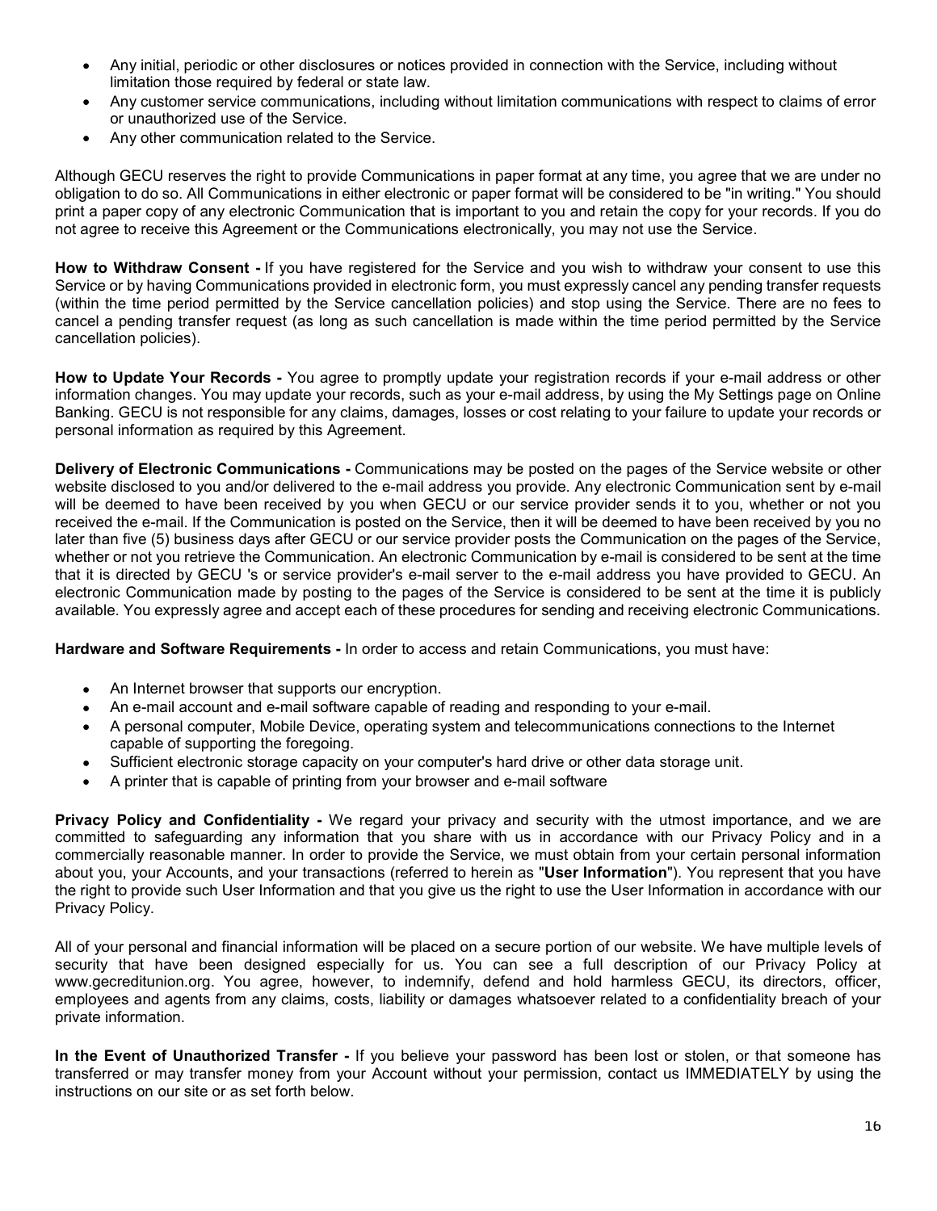- Any initial, periodic or other disclosures or notices provided in connection with the Service, including without limitation those required by federal or state law.
- Any customer service communications, including without limitation communications with respect to claims of error or unauthorized use of the Service.
- Any other communication related to the Service.

Although GECU reserves the right to provide Communications in paper format at any time, you agree that we are under no obligation to do so. All Communications in either electronic or paper format will be considered to be "in writing." You should print a paper copy of any electronic Communication that is important to you and retain the copy for your records. If you do not agree to receive this Agreement or the Communications electronically, you may not use the Service.

**How to Withdraw Consent -** If you have registered for the Service and you wish to withdraw your consent to use this Service or by having Communications provided in electronic form, you must expressly cancel any pending transfer requests (within the time period permitted by the Service cancellation policies) and stop using the Service. There are no fees to cancel a pending transfer request (as long as such cancellation is made within the time period permitted by the Service cancellation policies).

**How to Update Your Records -** You agree to promptly update your registration records if your e-mail address or other information changes. You may update your records, such as your e-mail address, by using the My Settings page on Online Banking. GECU is not responsible for any claims, damages, losses or cost relating to your failure to update your records or personal information as required by this Agreement.

**Delivery of Electronic Communications -** Communications may be posted on the pages of the Service website or other website disclosed to you and/or delivered to the e-mail address you provide. Any electronic Communication sent by e-mail will be deemed to have been received by you when GECU or our service provider sends it to you, whether or not you received the e-mail. If the Communication is posted on the Service, then it will be deemed to have been received by you no later than five (5) business days after GECU or our service provider posts the Communication on the pages of the Service, whether or not you retrieve the Communication. An electronic Communication by e-mail is considered to be sent at the time that it is directed by GECU 's or service provider's e-mail server to the e-mail address you have provided to GECU. An electronic Communication made by posting to the pages of the Service is considered to be sent at the time it is publicly available. You expressly agree and accept each of these procedures for sending and receiving electronic Communications.

**Hardware and Software Requirements -** In order to access and retain Communications, you must have:

- An Internet browser that supports our encryption.
- An e-mail account and e-mail software capable of reading and responding to your e-mail.
- A personal computer, Mobile Device, operating system and telecommunications connections to the Internet capable of supporting the foregoing.
- Sufficient electronic storage capacity on your computer's hard drive or other data storage unit.
- A printer that is capable of printing from your browser and e-mail software

**Privacy Policy and Confidentiality -** We regard your privacy and security with the utmost importance, and we are committed to safeguarding any information that you share with us in accordance with our Privacy Policy and in a commercially reasonable manner. In order to provide the Service, we must obtain from your certain personal information about you, your Accounts, and your transactions (referred to herein as "**User Information**"). You represent that you have the right to provide such User Information and that you give us the right to use the User Information in accordance with our Privacy Policy.

All of your personal and financial information will be placed on a secure portion of our website. We have multiple levels of security that have been designed especially for us. You can see a full description of our Privacy Policy at www.gecreditunion.org. You agree, however, to indemnify, defend and hold harmless GECU, its directors, officer, employees and agents from any claims, costs, liability or damages whatsoever related to a confidentiality breach of your private information.

**In the Event of Unauthorized Transfer -** If you believe your password has been lost or stolen, or that someone has transferred or may transfer money from your Account without your permission, contact us IMMEDIATELY by using the instructions on our site or as set forth below.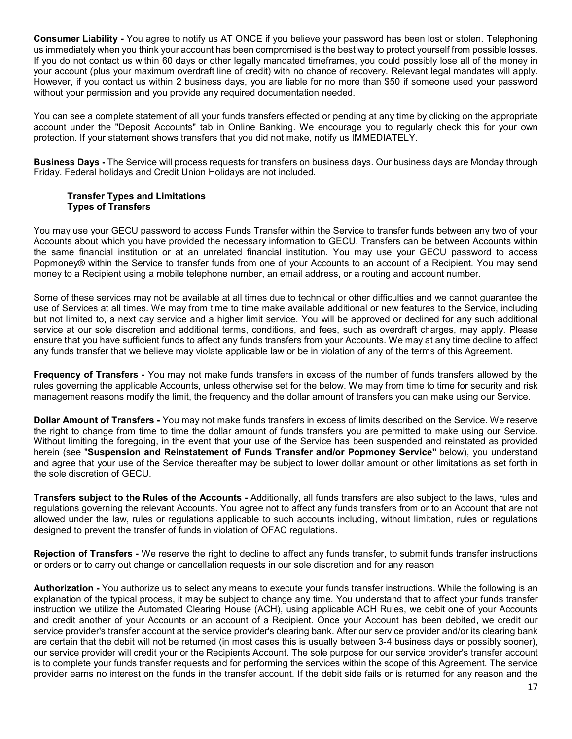**Consumer Liability -** You agree to notify us AT ONCE if you believe your password has been lost or stolen. Telephoning us immediately when you think your account has been compromised is the best way to protect yourself from possible losses. If you do not contact us within 60 days or other legally mandated timeframes, you could possibly lose all of the money in your account (plus your maximum overdraft line of credit) with no chance of recovery. Relevant legal mandates will apply. However, if you contact us within 2 business days, you are liable for no more than $50 if someone used your password without your permission and you provide any required documentation needed.

You can see a complete statement of all your funds transfers effected or pending at any time by clicking on the appropriate account under the "Deposit Accounts" tab in Online Banking. We encourage you to regularly check this for your own protection. If your statement shows transfers that you did not make, notify us IMMEDIATELY.

**Business Days -** The Service will process requests for transfers on business days. Our business days are Monday through Friday. Federal holidays and Credit Union Holidays are not included.

**Transfer Types and Limitations**
**Types of Transfers**

You may use your GECU password to access Funds Transfer within the Service to transfer funds between any two of your Accounts about which you have provided the necessary information to GECU. Transfers can be between Accounts within the same financial institution or at an unrelated financial institution. You may use your GECU password to access Popmoney® within the Service to transfer funds from one of your Accounts to an account of a Recipient. You may send money to a Recipient using a mobile telephone number, an email address, or a routing and account number.

Some of these services may not be available at all times due to technical or other difficulties and we cannot guarantee the use of Services at all times. We may from time to time make available additional or new features to the Service, including but not limited to, a next day service and a higher limit service. You will be approved or declined for any such additional service at our sole discretion and additional terms, conditions, and fees, such as overdraft charges, may apply. Please ensure that you have sufficient funds to affect any funds transfers from your Accounts. We may at any time decline to affect any funds transfer that we believe may violate applicable law or be in violation of any of the terms of this Agreement.

**Frequency of Transfers -** You may not make funds transfers in excess of the number of funds transfers allowed by the rules governing the applicable Accounts, unless otherwise set for the below. We may from time to time for security and risk management reasons modify the limit, the frequency and the dollar amount of transfers you can make using our Service.

**Dollar Amount of Transfers -** You may not make funds transfers in excess of limits described on the Service. We reserve the right to change from time to time the dollar amount of funds transfers you are permitted to make using our Service. Without limiting the foregoing, in the event that your use of the Service has been suspended and reinstated as provided herein (see "**Suspension and Reinstatement of Funds Transfer and/or Popmoney Service"** below), you understand and agree that your use of the Service thereafter may be subject to lower dollar amount or other limitations as set forth in the sole discretion of GECU.

**Transfers subject to the Rules of the Accounts -** Additionally, all funds transfers are also subject to the laws, rules and regulations governing the relevant Accounts. You agree not to affect any funds transfers from or to an Account that are not allowed under the law, rules or regulations applicable to such accounts including, without limitation, rules or regulations designed to prevent the transfer of funds in violation of OFAC regulations.

**Rejection of Transfers -** We reserve the right to decline to affect any funds transfer, to submit funds transfer instructions or orders or to carry out change or cancellation requests in our sole discretion and for any reason

**Authorization -** You authorize us to select any means to execute your funds transfer instructions. While the following is an explanation of the typical process, it may be subject to change any time. You understand that to affect your funds transfer instruction we utilize the Automated Clearing House (ACH), using applicable ACH Rules, we debit one of your Accounts and credit another of your Accounts or an account of a Recipient. Once your Account has been debited, we credit our service provider's transfer account at the service provider's clearing bank. After our service provider and/or its clearing bank are certain that the debit will not be returned (in most cases this is usually between 3-4 business days or possibly sooner), our service provider will credit your or the Recipients Account. The sole purpose for our service provider's transfer account is to complete your funds transfer requests and for performing the services within the scope of this Agreement. The service provider earns no interest on the funds in the transfer account. If the debit side fails or is returned for any reason and the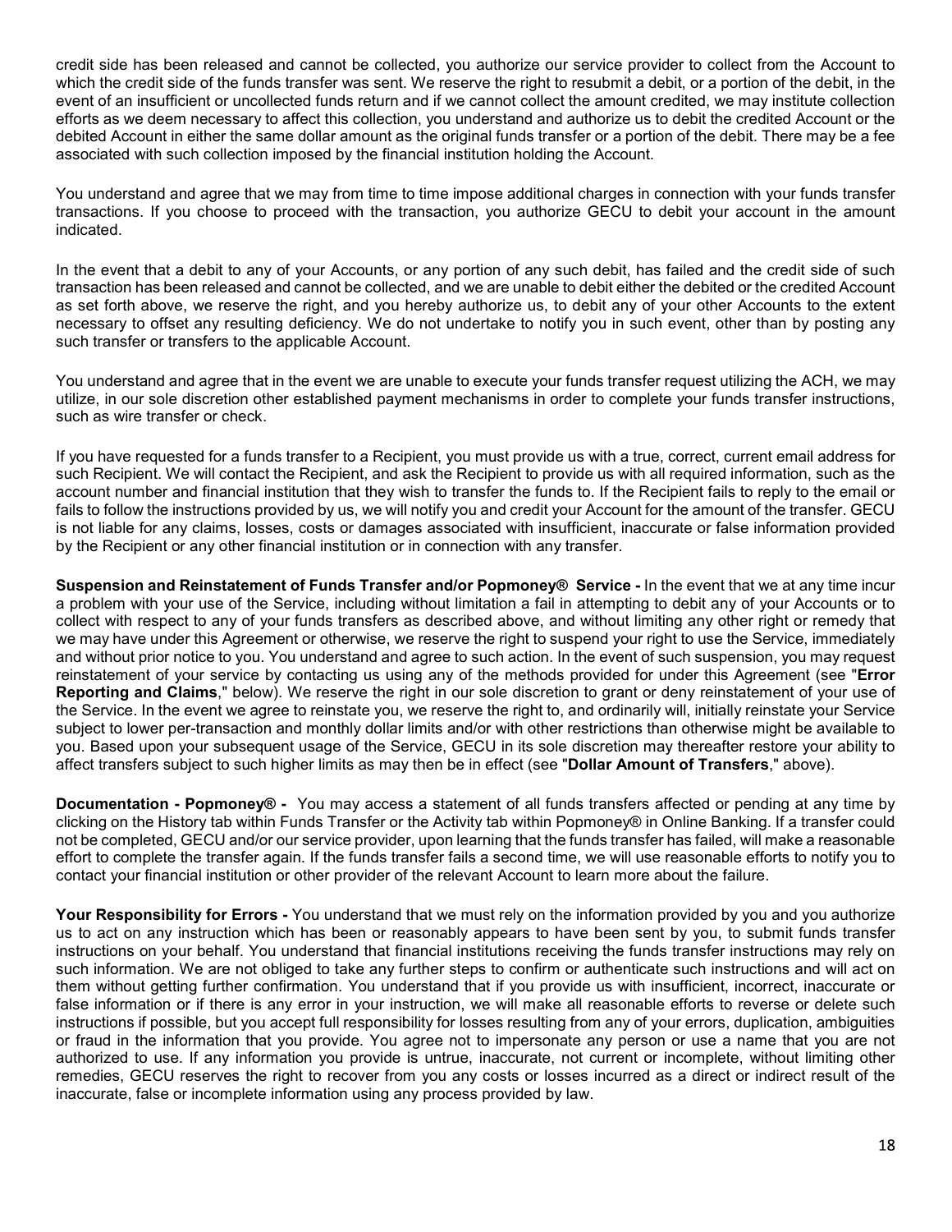credit side has been released and cannot be collected, you authorize our service provider to collect from the Account to which the credit side of the funds transfer was sent. We reserve the right to resubmit a debit, or a portion of the debit, in the event of an insufficient or uncollected funds return and if we cannot collect the amount credited, we may institute collection efforts as we deem necessary to affect this collection, you understand and authorize us to debit the credited Account or the debited Account in either the same dollar amount as the original funds transfer or a portion of the debit. There may be a fee associated with such collection imposed by the financial institution holding the Account.

You understand and agree that we may from time to time impose additional charges in connection with your funds transfer transactions. If you choose to proceed with the transaction, you authorize GECU to debit your account in the amount indicated.

In the event that a debit to any of your Accounts, or any portion of any such debit, has failed and the credit side of such transaction has been released and cannot be collected, and we are unable to debit either the debited or the credited Account as set forth above, we reserve the right, and you hereby authorize us, to debit any of your other Accounts to the extent necessary to offset any resulting deficiency. We do not undertake to notify you in such event, other than by posting any such transfer or transfers to the applicable Account.

You understand and agree that in the event we are unable to execute your funds transfer request utilizing the ACH, we may utilize, in our sole discretion other established payment mechanisms in order to complete your funds transfer instructions, such as wire transfer or check.

If you have requested for a funds transfer to a Recipient, you must provide us with a true, correct, current email address for such Recipient. We will contact the Recipient, and ask the Recipient to provide us with all required information, such as the account number and financial institution that they wish to transfer the funds to. If the Recipient fails to reply to the email or fails to follow the instructions provided by us, we will notify you and credit your Account for the amount of the transfer. GECU is not liable for any claims, losses, costs or damages associated with insufficient, inaccurate or false information provided by the Recipient or any other financial institution or in connection with any transfer.

**Suspension and Reinstatement of Funds Transfer and/or Popmoney® Service -** In the event that we at any time incur a problem with your use of the Service, including without limitation a fail in attempting to debit any of your Accounts or to collect with respect to any of your funds transfers as described above, and without limiting any other right or remedy that we may have under this Agreement or otherwise, we reserve the right to suspend your right to use the Service, immediately and without prior notice to you. You understand and agree to such action. In the event of such suspension, you may request reinstatement of your service by contacting us using any of the methods provided for under this Agreement (see "**Error Reporting and Claims**," below). We reserve the right in our sole discretion to grant or deny reinstatement of your use of the Service. In the event we agree to reinstate you, we reserve the right to, and ordinarily will, initially reinstate your Service subject to lower per-transaction and monthly dollar limits and/or with other restrictions than otherwise might be available to you. Based upon your subsequent usage of the Service, GECU in its sole discretion may thereafter restore your ability to affect transfers subject to such higher limits as may then be in effect (see "**Dollar Amount of Transfers**," above).

**Documentation - Popmoney® -** You may access a statement of all funds transfers affected or pending at any time by clicking on the History tab within Funds Transfer or the Activity tab within Popmoney® in Online Banking. If a transfer could not be completed, GECU and/or our service provider, upon learning that the funds transfer has failed, will make a reasonable effort to complete the transfer again. If the funds transfer fails a second time, we will use reasonable efforts to notify you to contact your financial institution or other provider of the relevant Account to learn more about the failure.

**Your Responsibility for Errors -** You understand that we must rely on the information provided by you and you authorize us to act on any instruction which has been or reasonably appears to have been sent by you, to submit funds transfer instructions on your behalf. You understand that financial institutions receiving the funds transfer instructions may rely on such information. We are not obliged to take any further steps to confirm or authenticate such instructions and will act on them without getting further confirmation. You understand that if you provide us with insufficient, incorrect, inaccurate or false information or if there is any error in your instruction, we will make all reasonable efforts to reverse or delete such instructions if possible, but you accept full responsibility for losses resulting from any of your errors, duplication, ambiguities or fraud in the information that you provide. You agree not to impersonate any person or use a name that you are not authorized to use. If any information you provide is untrue, inaccurate, not current or incomplete, without limiting other remedies, GECU reserves the right to recover from you any costs or losses incurred as a direct or indirect result of the inaccurate, false or incomplete information using any process provided by law.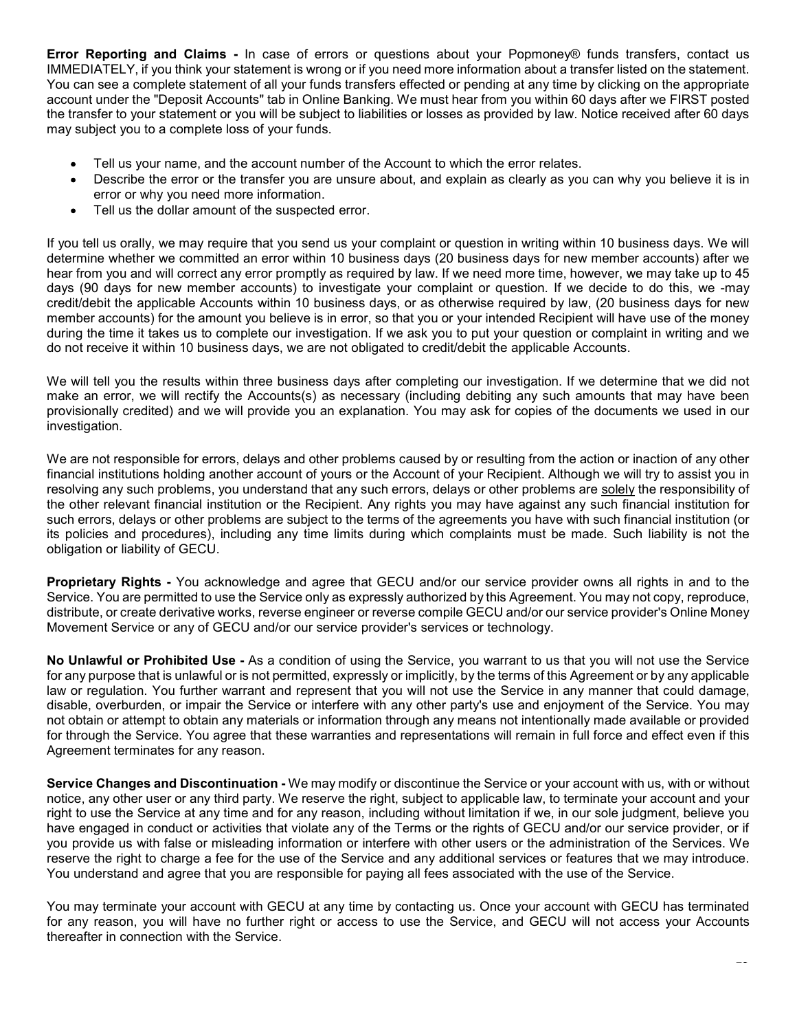**Error Reporting and Claims -** In case of errors or questions about your Popmoney® funds transfers, contact us IMMEDIATELY, if you think your statement is wrong or if you need more information about a transfer listed on the statement. You can see a complete statement of all your funds transfers effected or pending at any time by clicking on the appropriate account under the "Deposit Accounts" tab in Online Banking. We must hear from you within 60 days after we FIRST posted the transfer to your statement or you will be subject to liabilities or losses as provided by law. Notice received after 60 days may subject you to a complete loss of your funds.

- Tell us your name, and the account number of the Account to which the error relates.
- Describe the error or the transfer you are unsure about, and explain as clearly as you can why you believe it is in error or why you need more information.
- Tell us the dollar amount of the suspected error.

If you tell us orally, we may require that you send us your complaint or question in writing within 10 business days. We will determine whether we committed an error within 10 business days (20 business days for new member accounts) after we hear from you and will correct any error promptly as required by law. If we need more time, however, we may take up to 45 days (90 days for new member accounts) to investigate your complaint or question. If we decide to do this, we -may credit/debit the applicable Accounts within 10 business days, or as otherwise required by law, (20 business days for new member accounts) for the amount you believe is in error, so that you or your intended Recipient will have use of the money during the time it takes us to complete our investigation. If we ask you to put your question or complaint in writing and we do not receive it within 10 business days, we are not obligated to credit/debit the applicable Accounts.

We will tell you the results within three business days after completing our investigation. If we determine that we did not make an error, we will rectify the Accounts(s) as necessary (including debiting any such amounts that may have been provisionally credited) and we will provide you an explanation. You may ask for copies of the documents we used in our investigation.

We are not responsible for errors, delays and other problems caused by or resulting from the action or inaction of any other financial institutions holding another account of yours or the Account of your Recipient. Although we will try to assist you in resolving any such problems, you understand that any such errors, delays or other problems are solely the responsibility of the other relevant financial institution or the Recipient. Any rights you may have against any such financial institution for such errors, delays or other problems are subject to the terms of the agreements you have with such financial institution (or its policies and procedures), including any time limits during which complaints must be made. Such liability is not the obligation or liability of GECU.

**Proprietary Rights -** You acknowledge and agree that GECU and/or our service provider owns all rights in and to the Service. You are permitted to use the Service only as expressly authorized by this Agreement. You may not copy, reproduce, distribute, or create derivative works, reverse engineer or reverse compile GECU and/or our service provider's Online Money Movement Service or any of GECU and/or our service provider's services or technology.

**No Unlawful or Prohibited Use -** As a condition of using the Service, you warrant to us that you will not use the Service for any purpose that is unlawful or is not permitted, expressly or implicitly, by the terms of this Agreement or by any applicable law or regulation. You further warrant and represent that you will not use the Service in any manner that could damage, disable, overburden, or impair the Service or interfere with any other party's use and enjoyment of the Service. You may not obtain or attempt to obtain any materials or information through any means not intentionally made available or provided for through the Service. You agree that these warranties and representations will remain in full force and effect even if this Agreement terminates for any reason.

**Service Changes and Discontinuation -** We may modify or discontinue the Service or your account with us, with or without notice, any other user or any third party. We reserve the right, subject to applicable law, to terminate your account and your right to use the Service at any time and for any reason, including without limitation if we, in our sole judgment, believe you have engaged in conduct or activities that violate any of the Terms or the rights of GECU and/or our service provider, or if you provide us with false or misleading information or interfere with other users or the administration of the Services. We reserve the right to charge a fee for the use of the Service and any additional services or features that we may introduce. You understand and agree that you are responsible for paying all fees associated with the use of the Service.

You may terminate your account with GECU at any time by contacting us. Once your account with GECU has terminated for any reason, you will have no further right or access to use the Service, and GECU will not access your Accounts thereafter in connection with the Service.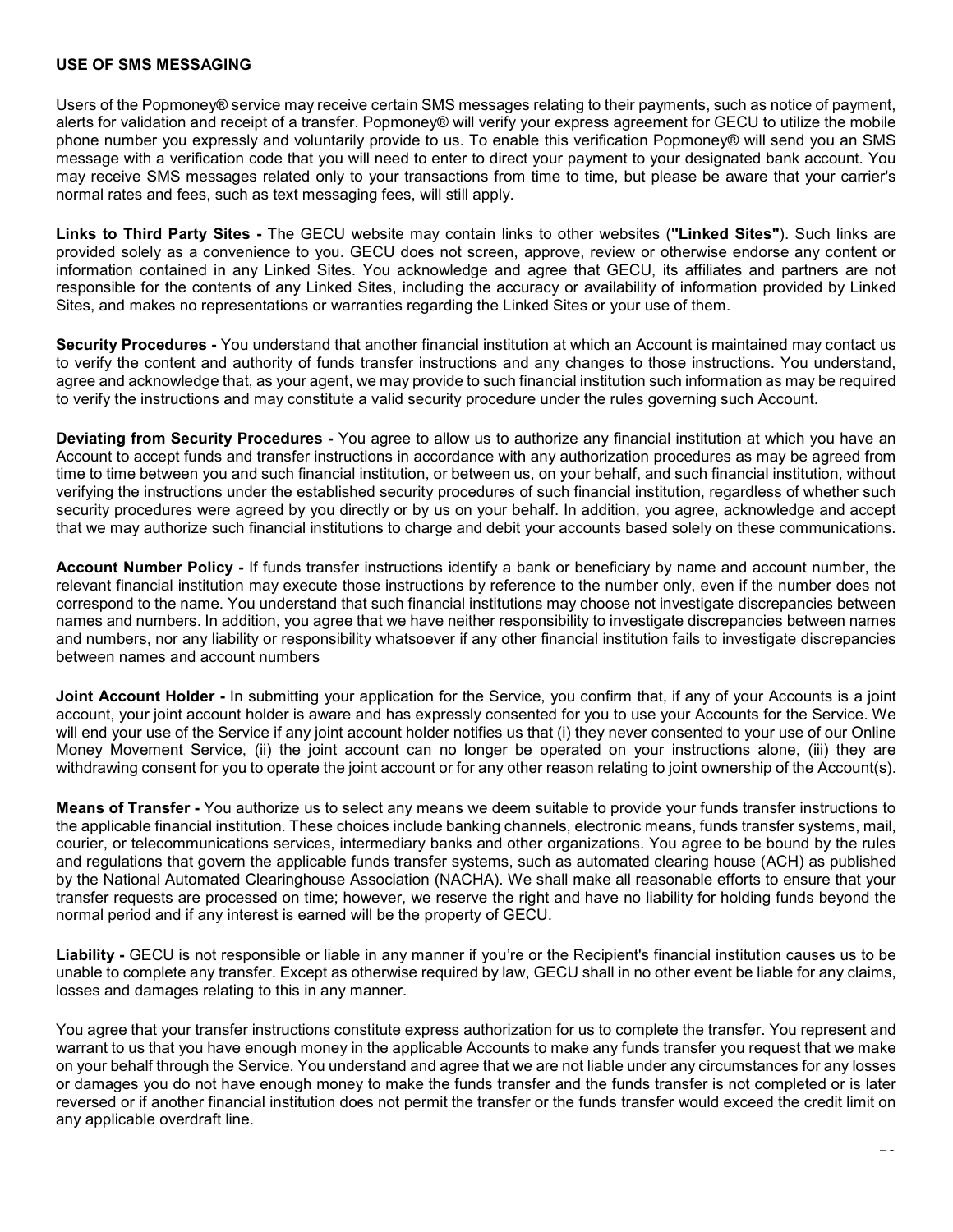**USE OF SMS MESSAGING**

Users of the Popmoney® service may receive certain SMS messages relating to their payments, such as notice of payment, alerts for validation and receipt of a transfer. Popmoney® will verify your express agreement for GECU to utilize the mobile phone number you expressly and voluntarily provide to us. To enable this verification Popmoney® will send you an SMS message with a verification code that you will need to enter to direct your payment to your designated bank account. You may receive SMS messages related only to your transactions from time to time, but please be aware that your carrier's normal rates and fees, such as text messaging fees, will still apply.

**Links to Third Party Sites -** The GECU website may contain links to other websites (**"Linked Sites"**). Such links are provided solely as a convenience to you. GECU does not screen, approve, review or otherwise endorse any content or information contained in any Linked Sites. You acknowledge and agree that GECU, its affiliates and partners are not responsible for the contents of any Linked Sites, including the accuracy or availability of information provided by Linked Sites, and makes no representations or warranties regarding the Linked Sites or your use of them.

**Security Procedures -** You understand that another financial institution at which an Account is maintained may contact us to verify the content and authority of funds transfer instructions and any changes to those instructions. You understand, agree and acknowledge that, as your agent, we may provide to such financial institution such information as may be required to verify the instructions and may constitute a valid security procedure under the rules governing such Account.

**Deviating from Security Procedures -** You agree to allow us to authorize any financial institution at which you have an Account to accept funds and transfer instructions in accordance with any authorization procedures as may be agreed from time to time between you and such financial institution, or between us, on your behalf, and such financial institution, without verifying the instructions under the established security procedures of such financial institution, regardless of whether such security procedures were agreed by you directly or by us on your behalf. In addition, you agree, acknowledge and accept that we may authorize such financial institutions to charge and debit your accounts based solely on these communications.

**Account Number Policy -** If funds transfer instructions identify a bank or beneficiary by name and account number, the relevant financial institution may execute those instructions by reference to the number only, even if the number does not correspond to the name. You understand that such financial institutions may choose not investigate discrepancies between names and numbers. In addition, you agree that we have neither responsibility to investigate discrepancies between names and numbers, nor any liability or responsibility whatsoever if any other financial institution fails to investigate discrepancies between names and account numbers

**Joint Account Holder -** In submitting your application for the Service, you confirm that, if any of your Accounts is a joint account, your joint account holder is aware and has expressly consented for you to use your Accounts for the Service. We will end your use of the Service if any joint account holder notifies us that (i) they never consented to your use of our Online Money Movement Service, (ii) the joint account can no longer be operated on your instructions alone, (iii) they are withdrawing consent for you to operate the joint account or for any other reason relating to joint ownership of the Account(s).

**Means of Transfer -** You authorize us to select any means we deem suitable to provide your funds transfer instructions to the applicable financial institution. These choices include banking channels, electronic means, funds transfer systems, mail, courier, or telecommunications services, intermediary banks and other organizations. You agree to be bound by the rules and regulations that govern the applicable funds transfer systems, such as automated clearing house (ACH) as published by the National Automated Clearinghouse Association (NACHA). We shall make all reasonable efforts to ensure that your transfer requests are processed on time; however, we reserve the right and have no liability for holding funds beyond the normal period and if any interest is earned will be the property of GECU.

**Liability -** GECU is not responsible or liable in any manner if you're or the Recipient's financial institution causes us to be unable to complete any transfer. Except as otherwise required by law, GECU shall in no other event be liable for any claims, losses and damages relating to this in any manner.

You agree that your transfer instructions constitute express authorization for us to complete the transfer. You represent and warrant to us that you have enough money in the applicable Accounts to make any funds transfer you request that we make on your behalf through the Service. You understand and agree that we are not liable under any circumstances for any losses or damages you do not have enough money to make the funds transfer and the funds transfer is not completed or is later reversed or if another financial institution does not permit the transfer or the funds transfer would exceed the credit limit on any applicable overdraft line.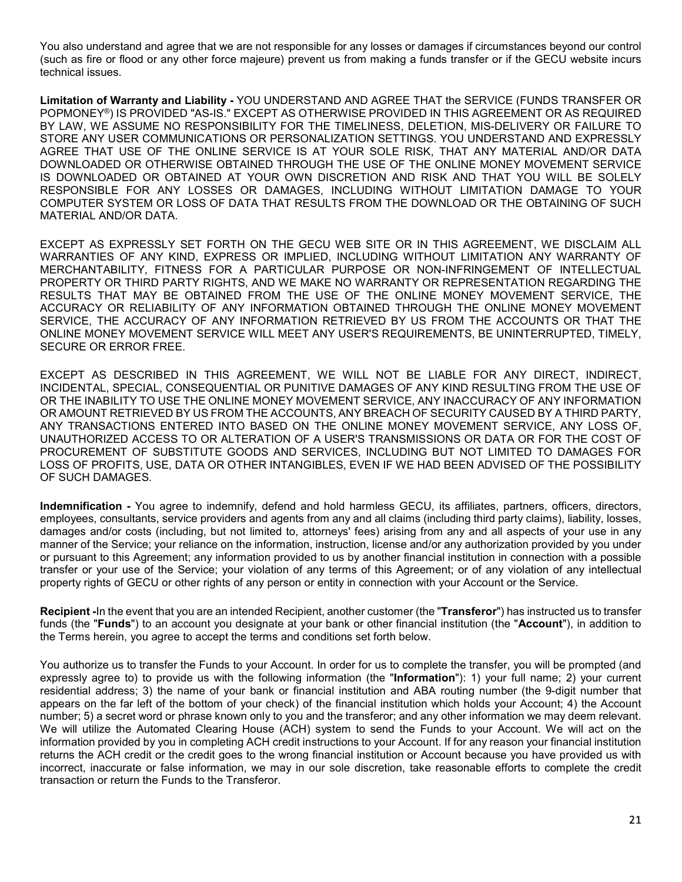You also understand and agree that we are not responsible for any losses or damages if circumstances beyond our control (such as fire or flood or any other force majeure) prevent us from making a funds transfer or if the GECU website incurs technical issues.

**Limitation of Warranty and Liability -** YOU UNDERSTAND AND AGREE THAT the SERVICE (FUNDS TRANSFER OR POPMONEY®) IS PROVIDED "AS-IS." EXCEPT AS OTHERWISE PROVIDED IN THIS AGREEMENT OR AS REQUIRED BY LAW, WE ASSUME NO RESPONSIBILITY FOR THE TIMELINESS, DELETION, MIS-DELIVERY OR FAILURE TO STORE ANY USER COMMUNICATIONS OR PERSONALIZATION SETTINGS. YOU UNDERSTAND AND EXPRESSLY AGREE THAT USE OF THE ONLINE SERVICE IS AT YOUR SOLE RISK, THAT ANY MATERIAL AND/OR DATA DOWNLOADED OR OTHERWISE OBTAINED THROUGH THE USE OF THE ONLINE MONEY MOVEMENT SERVICE IS DOWNLOADED OR OBTAINED AT YOUR OWN DISCRETION AND RISK AND THAT YOU WILL BE SOLELY RESPONSIBLE FOR ANY LOSSES OR DAMAGES, INCLUDING WITHOUT LIMITATION DAMAGE TO YOUR COMPUTER SYSTEM OR LOSS OF DATA THAT RESULTS FROM THE DOWNLOAD OR THE OBTAINING OF SUCH MATERIAL AND/OR DATA.

EXCEPT AS EXPRESSLY SET FORTH ON THE GECU WEB SITE OR IN THIS AGREEMENT, WE DISCLAIM ALL WARRANTIES OF ANY KIND, EXPRESS OR IMPLIED, INCLUDING WITHOUT LIMITATION ANY WARRANTY OF MERCHANTABILITY, FITNESS FOR A PARTICULAR PURPOSE OR NON-INFRINGEMENT OF INTELLECTUAL PROPERTY OR THIRD PARTY RIGHTS, AND WE MAKE NO WARRANTY OR REPRESENTATION REGARDING THE RESULTS THAT MAY BE OBTAINED FROM THE USE OF THE ONLINE MONEY MOVEMENT SERVICE, THE ACCURACY OR RELIABILITY OF ANY INFORMATION OBTAINED THROUGH THE ONLINE MONEY MOVEMENT SERVICE, THE ACCURACY OF ANY INFORMATION RETRIEVED BY US FROM THE ACCOUNTS OR THAT THE ONLINE MONEY MOVEMENT SERVICE WILL MEET ANY USER'S REQUIREMENTS, BE UNINTERRUPTED, TIMELY, SECURE OR ERROR FREE.

EXCEPT AS DESCRIBED IN THIS AGREEMENT, WE WILL NOT BE LIABLE FOR ANY DIRECT, INDIRECT, INCIDENTAL, SPECIAL, CONSEQUENTIAL OR PUNITIVE DAMAGES OF ANY KIND RESULTING FROM THE USE OF OR THE INABILITY TO USE THE ONLINE MONEY MOVEMENT SERVICE, ANY INACCURACY OF ANY INFORMATION OR AMOUNT RETRIEVED BY US FROM THE ACCOUNTS, ANY BREACH OF SECURITY CAUSED BY A THIRD PARTY, ANY TRANSACTIONS ENTERED INTO BASED ON THE ONLINE MONEY MOVEMENT SERVICE, ANY LOSS OF, UNAUTHORIZED ACCESS TO OR ALTERATION OF A USER'S TRANSMISSIONS OR DATA OR FOR THE COST OF PROCUREMENT OF SUBSTITUTE GOODS AND SERVICES, INCLUDING BUT NOT LIMITED TO DAMAGES FOR LOSS OF PROFITS, USE, DATA OR OTHER INTANGIBLES, EVEN IF WE HAD BEEN ADVISED OF THE POSSIBILITY OF SUCH DAMAGES.

**Indemnification -** You agree to indemnify, defend and hold harmless GECU, its affiliates, partners, officers, directors, employees, consultants, service providers and agents from any and all claims (including third party claims), liability, losses, damages and/or costs (including, but not limited to, attorneys' fees) arising from any and all aspects of your use in any manner of the Service; your reliance on the information, instruction, license and/or any authorization provided by you under or pursuant to this Agreement; any information provided to us by another financial institution in connection with a possible transfer or your use of the Service; your violation of any terms of this Agreement; or of any violation of any intellectual property rights of GECU or other rights of any person or entity in connection with your Account or the Service.

**Recipient -**In the event that you are an intended Recipient, another customer (the "**Transferor**") has instructed us to transfer funds (the "**Funds**") to an account you designate at your bank or other financial institution (the "**Account**"), in addition to the Terms herein, you agree to accept the terms and conditions set forth below.

You authorize us to transfer the Funds to your Account. In order for us to complete the transfer, you will be prompted (and expressly agree to) to provide us with the following information (the "**Information**"): 1) your full name; 2) your current residential address; 3) the name of your bank or financial institution and ABA routing number (the 9-digit number that appears on the far left of the bottom of your check) of the financial institution which holds your Account; 4) the Account number; 5) a secret word or phrase known only to you and the transferor; and any other information we may deem relevant. We will utilize the Automated Clearing House (ACH) system to send the Funds to your Account. We will act on the information provided by you in completing ACH credit instructions to your Account. If for any reason your financial institution returns the ACH credit or the credit goes to the wrong financial institution or Account because you have provided us with incorrect, inaccurate or false information, we may in our sole discretion, take reasonable efforts to complete the credit transaction or return the Funds to the Transferor.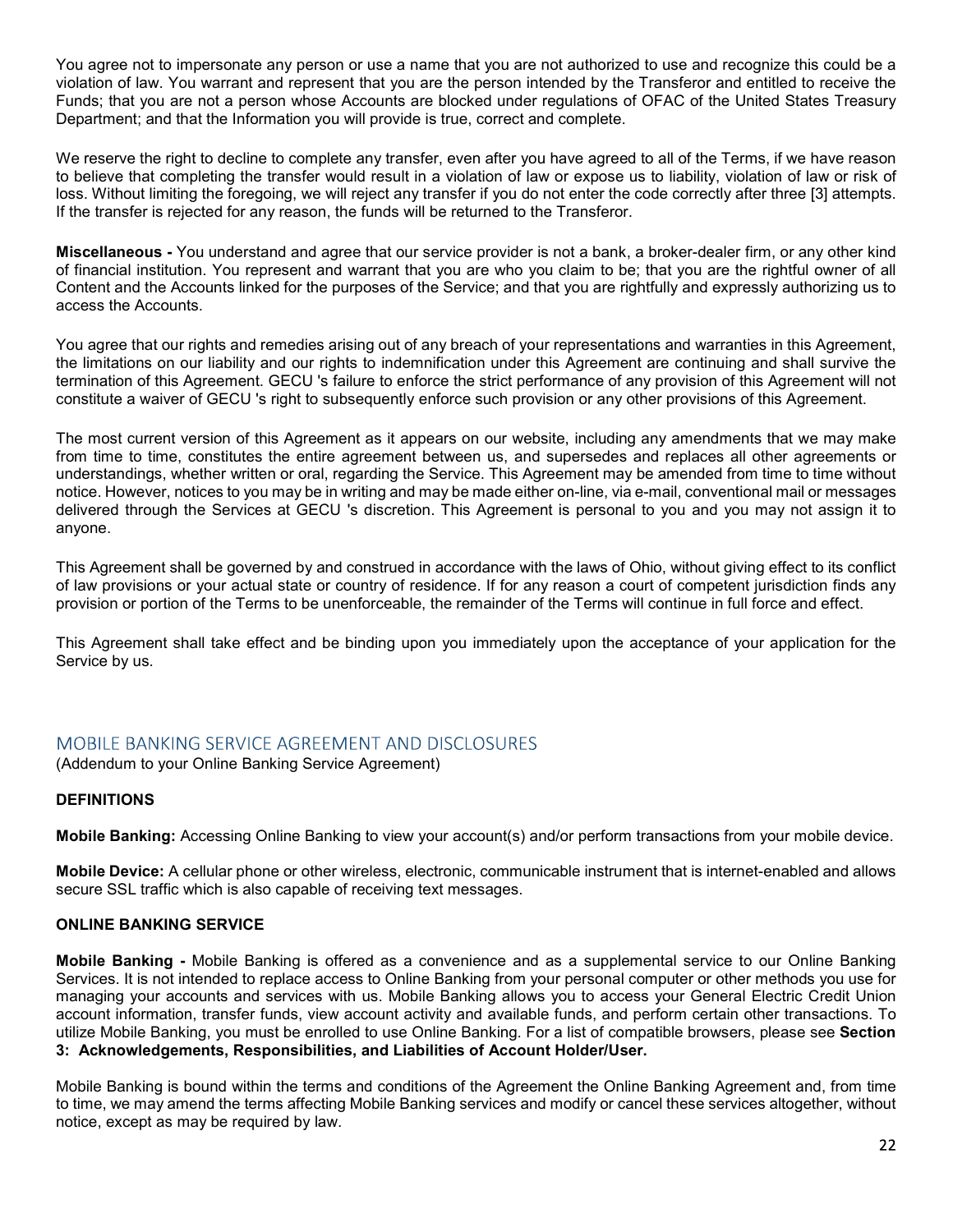You agree not to impersonate any person or use a name that you are not authorized to use and recognize this could be a violation of law. You warrant and represent that you are the person intended by the Transferor and entitled to receive the Funds; that you are not a person whose Accounts are blocked under regulations of OFAC of the United States Treasury Department; and that the Information you will provide is true, correct and complete.

We reserve the right to decline to complete any transfer, even after you have agreed to all of the Terms, if we have reason to believe that completing the transfer would result in a violation of law or expose us to liability, violation of law or risk of loss. Without limiting the foregoing, we will reject any transfer if you do not enter the code correctly after three [3] attempts. If the transfer is rejected for any reason, the funds will be returned to the Transferor.

**Miscellaneous -** You understand and agree that our service provider is not a bank, a broker-dealer firm, or any other kind of financial institution. You represent and warrant that you are who you claim to be; that you are the rightful owner of all Content and the Accounts linked for the purposes of the Service; and that you are rightfully and expressly authorizing us to access the Accounts.

You agree that our rights and remedies arising out of any breach of your representations and warranties in this Agreement, the limitations on our liability and our rights to indemnification under this Agreement are continuing and shall survive the termination of this Agreement. GECU 's failure to enforce the strict performance of any provision of this Agreement will not constitute a waiver of GECU 's right to subsequently enforce such provision or any other provisions of this Agreement.

The most current version of this Agreement as it appears on our website, including any amendments that we may make from time to time, constitutes the entire agreement between us, and supersedes and replaces all other agreements or understandings, whether written or oral, regarding the Service. This Agreement may be amended from time to time without notice. However, notices to you may be in writing and may be made either on-line, via e-mail, conventional mail or messages delivered through the Services at GECU 's discretion. This Agreement is personal to you and you may not assign it to anyone.

This Agreement shall be governed by and construed in accordance with the laws of Ohio, without giving effect to its conflict of law provisions or your actual state or country of residence. If for any reason a court of competent jurisdiction finds any provision or portion of the Terms to be unenforceable, the remainder of the Terms will continue in full force and effect.

This Agreement shall take effect and be binding upon you immediately upon the acceptance of your application for the Service by us.

## MOBILE BANKING SERVICE AGREEMENT AND DISCLOSURES

(Addendum to your Online Banking Service Agreement)

**DEFINITIONS**

**Mobile Banking:** Accessing Online Banking to view your account(s) and/or perform transactions from your mobile device.

**Mobile Device:** A cellular phone or other wireless, electronic, communicable instrument that is internet-enabled and allows secure SSL traffic which is also capable of receiving text messages.

**ONLINE BANKING SERVICE**

**Mobile Banking -** Mobile Banking is offered as a convenience and as a supplemental service to our Online Banking Services. It is not intended to replace access to Online Banking from your personal computer or other methods you use for managing your accounts and services with us. Mobile Banking allows you to access your General Electric Credit Union account information, transfer funds, view account activity and available funds, and perform certain other transactions. To utilize Mobile Banking, you must be enrolled to use Online Banking. For a list of compatible browsers, please see **Section 3: Acknowledgements, Responsibilities, and Liabilities of Account Holder/User.**

Mobile Banking is bound within the terms and conditions of the Agreement the Online Banking Agreement and, from time to time, we may amend the terms affecting Mobile Banking services and modify or cancel these services altogether, without notice, except as may be required by law.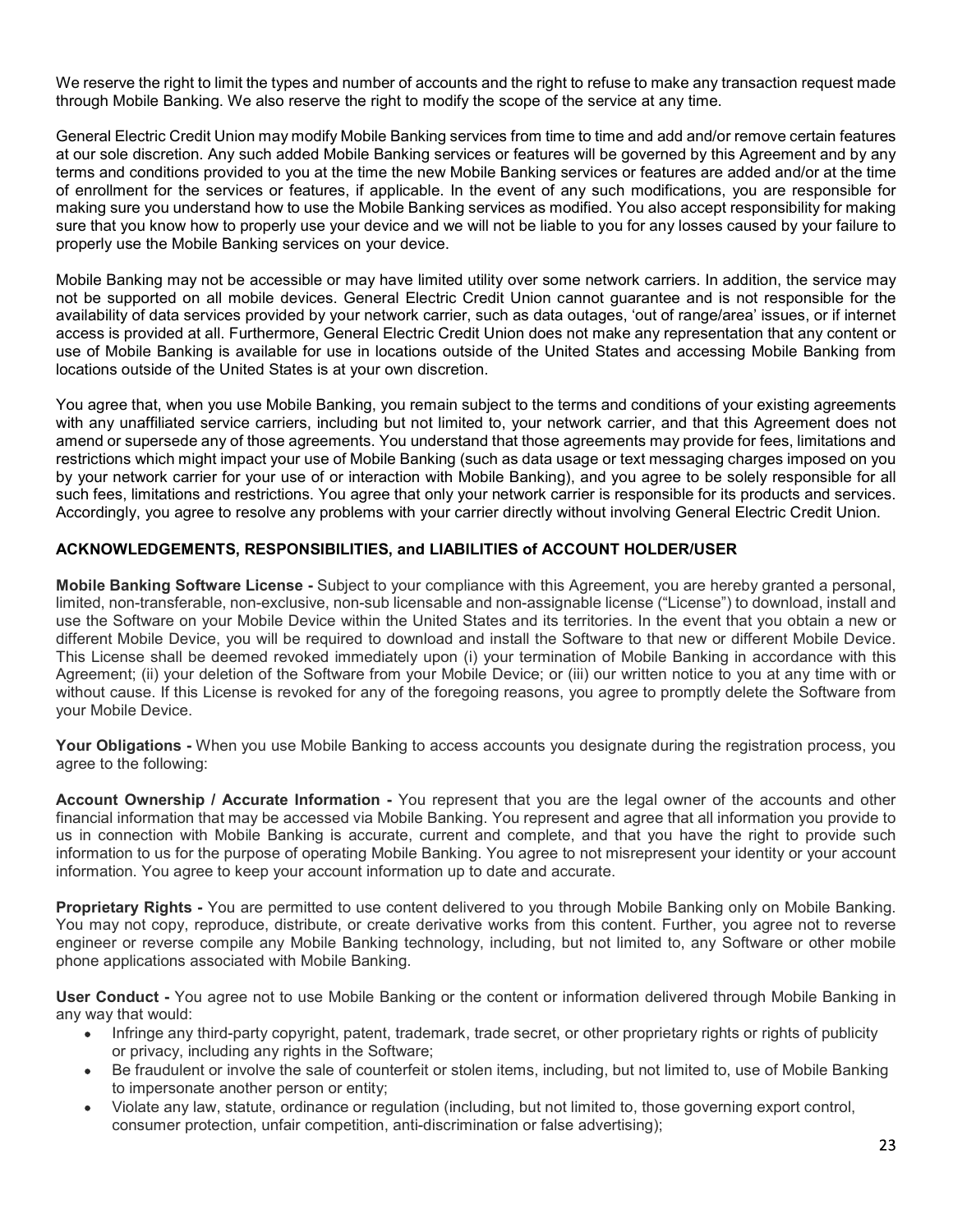We reserve the right to limit the types and number of accounts and the right to refuse to make any transaction request made through Mobile Banking. We also reserve the right to modify the scope of the service at any time.

General Electric Credit Union may modify Mobile Banking services from time to time and add and/or remove certain features at our sole discretion. Any such added Mobile Banking services or features will be governed by this Agreement and by any terms and conditions provided to you at the time the new Mobile Banking services or features are added and/or at the time of enrollment for the services or features, if applicable. In the event of any such modifications, you are responsible for making sure you understand how to use the Mobile Banking services as modified. You also accept responsibility for making sure that you know how to properly use your device and we will not be liable to you for any losses caused by your failure to properly use the Mobile Banking services on your device.

Mobile Banking may not be accessible or may have limited utility over some network carriers. In addition, the service may not be supported on all mobile devices. General Electric Credit Union cannot guarantee and is not responsible for the availability of data services provided by your network carrier, such as data outages, 'out of range/area' issues, or if internet access is provided at all. Furthermore, General Electric Credit Union does not make any representation that any content or use of Mobile Banking is available for use in locations outside of the United States and accessing Mobile Banking from locations outside of the United States is at your own discretion.

You agree that, when you use Mobile Banking, you remain subject to the terms and conditions of your existing agreements with any unaffiliated service carriers, including but not limited to, your network carrier, and that this Agreement does not amend or supersede any of those agreements. You understand that those agreements may provide for fees, limitations and restrictions which might impact your use of Mobile Banking (such as data usage or text messaging charges imposed on you by your network carrier for your use of or interaction with Mobile Banking), and you agree to be solely responsible for all such fees, limitations and restrictions. You agree that only your network carrier is responsible for its products and services. Accordingly, you agree to resolve any problems with your carrier directly without involving General Electric Credit Union.

**ACKNOWLEDGEMENTS, RESPONSIBILITIES, and LIABILITIES of ACCOUNT HOLDER/USER**

**Mobile Banking Software License -** Subject to your compliance with this Agreement, you are hereby granted a personal, limited, non-transferable, non-exclusive, non-sub licensable and non-assignable license ("License") to download, install and use the Software on your Mobile Device within the United States and its territories. In the event that you obtain a new or different Mobile Device, you will be required to download and install the Software to that new or different Mobile Device. This License shall be deemed revoked immediately upon (i) your termination of Mobile Banking in accordance with this Agreement; (ii) your deletion of the Software from your Mobile Device; or (iii) our written notice to you at any time with or without cause. If this License is revoked for any of the foregoing reasons, you agree to promptly delete the Software from your Mobile Device.

**Your Obligations -** When you use Mobile Banking to access accounts you designate during the registration process, you agree to the following:

**Account Ownership / Accurate Information -** You represent that you are the legal owner of the accounts and other financial information that may be accessed via Mobile Banking. You represent and agree that all information you provide to us in connection with Mobile Banking is accurate, current and complete, and that you have the right to provide such information to us for the purpose of operating Mobile Banking. You agree to not misrepresent your identity or your account information. You agree to keep your account information up to date and accurate.

**Proprietary Rights -** You are permitted to use content delivered to you through Mobile Banking only on Mobile Banking. You may not copy, reproduce, distribute, or create derivative works from this content. Further, you agree not to reverse engineer or reverse compile any Mobile Banking technology, including, but not limited to, any Software or other mobile phone applications associated with Mobile Banking.

**User Conduct -** You agree not to use Mobile Banking or the content or information delivered through Mobile Banking in any way that would:

- Infringe any third-party copyright, patent, trademark, trade secret, or other proprietary rights or rights of publicity or privacy, including any rights in the Software;
- Be fraudulent or involve the sale of counterfeit or stolen items, including, but not limited to, use of Mobile Banking to impersonate another person or entity;
- Violate any law, statute, ordinance or regulation (including, but not limited to, those governing export control, consumer protection, unfair competition, anti-discrimination or false advertising);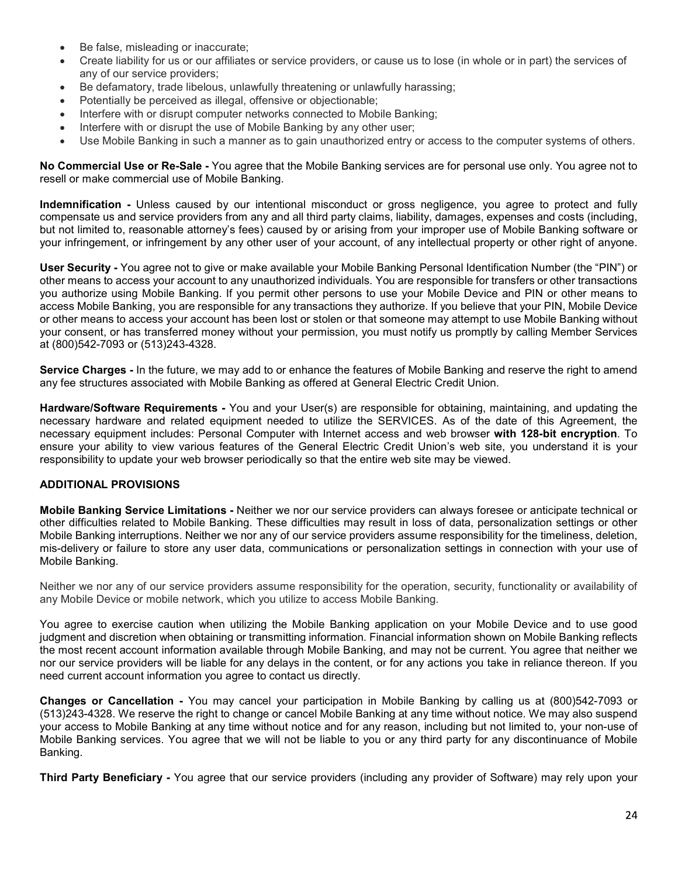- Be false, misleading or inaccurate;
- Create liability for us or our affiliates or service providers, or cause us to lose (in whole or in part) the services of any of our service providers;
- Be defamatory, trade libelous, unlawfully threatening or unlawfully harassing;
- Potentially be perceived as illegal, offensive or objectionable;
- Interfere with or disrupt computer networks connected to Mobile Banking;
- Interfere with or disrupt the use of Mobile Banking by any other user;
- Use Mobile Banking in such a manner as to gain unauthorized entry or access to the computer systems of others.

**No Commercial Use or Re-Sale -** You agree that the Mobile Banking services are for personal use only. You agree not to resell or make commercial use of Mobile Banking.

**Indemnification -** Unless caused by our intentional misconduct or gross negligence, you agree to protect and fully compensate us and service providers from any and all third party claims, liability, damages, expenses and costs (including, but not limited to, reasonable attorney's fees) caused by or arising from your improper use of Mobile Banking software or your infringement, or infringement by any other user of your account, of any intellectual property or other right of anyone.

**User Security -** You agree not to give or make available your Mobile Banking Personal Identification Number (the "PIN") or other means to access your account to any unauthorized individuals. You are responsible for transfers or other transactions you authorize using Mobile Banking. If you permit other persons to use your Mobile Device and PIN or other means to access Mobile Banking, you are responsible for any transactions they authorize. If you believe that your PIN, Mobile Device or other means to access your account has been lost or stolen or that someone may attempt to use Mobile Banking without your consent, or has transferred money without your permission, you must notify us promptly by calling Member Services at (800)542-7093 or (513)243-4328.

**Service Charges -** In the future, we may add to or enhance the features of Mobile Banking and reserve the right to amend any fee structures associated with Mobile Banking as offered at General Electric Credit Union.

**Hardware/Software Requirements -** You and your User(s) are responsible for obtaining, maintaining, and updating the necessary hardware and related equipment needed to utilize the SERVICES. As of the date of this Agreement, the necessary equipment includes: Personal Computer with Internet access and web browser **with 128-bit encryption**. To ensure your ability to view various features of the General Electric Credit Union's web site, you understand it is your responsibility to update your web browser periodically so that the entire web site may be viewed.

## ADDITIONAL PROVISIONS

**Mobile Banking Service Limitations -** Neither we nor our service providers can always foresee or anticipate technical or other difficulties related to Mobile Banking. These difficulties may result in loss of data, personalization settings or other Mobile Banking interruptions. Neither we nor any of our service providers assume responsibility for the timeliness, deletion, mis-delivery or failure to store any user data, communications or personalization settings in connection with your use of Mobile Banking.

Neither we nor any of our service providers assume responsibility for the operation, security, functionality or availability of any Mobile Device or mobile network, which you utilize to access Mobile Banking.

You agree to exercise caution when utilizing the Mobile Banking application on your Mobile Device and to use good judgment and discretion when obtaining or transmitting information. Financial information shown on Mobile Banking reflects the most recent account information available through Mobile Banking, and may not be current. You agree that neither we nor our service providers will be liable for any delays in the content, or for any actions you take in reliance thereon. If you need current account information you agree to contact us directly.

**Changes or Cancellation -** You may cancel your participation in Mobile Banking by calling us at (800)542-7093 or (513)243-4328. We reserve the right to change or cancel Mobile Banking at any time without notice. We may also suspend your access to Mobile Banking at any time without notice and for any reason, including but not limited to, your non-use of Mobile Banking services. You agree that we will not be liable to you or any third party for any discontinuance of Mobile Banking.

**Third Party Beneficiary -** You agree that our service providers (including any provider of Software) may rely upon your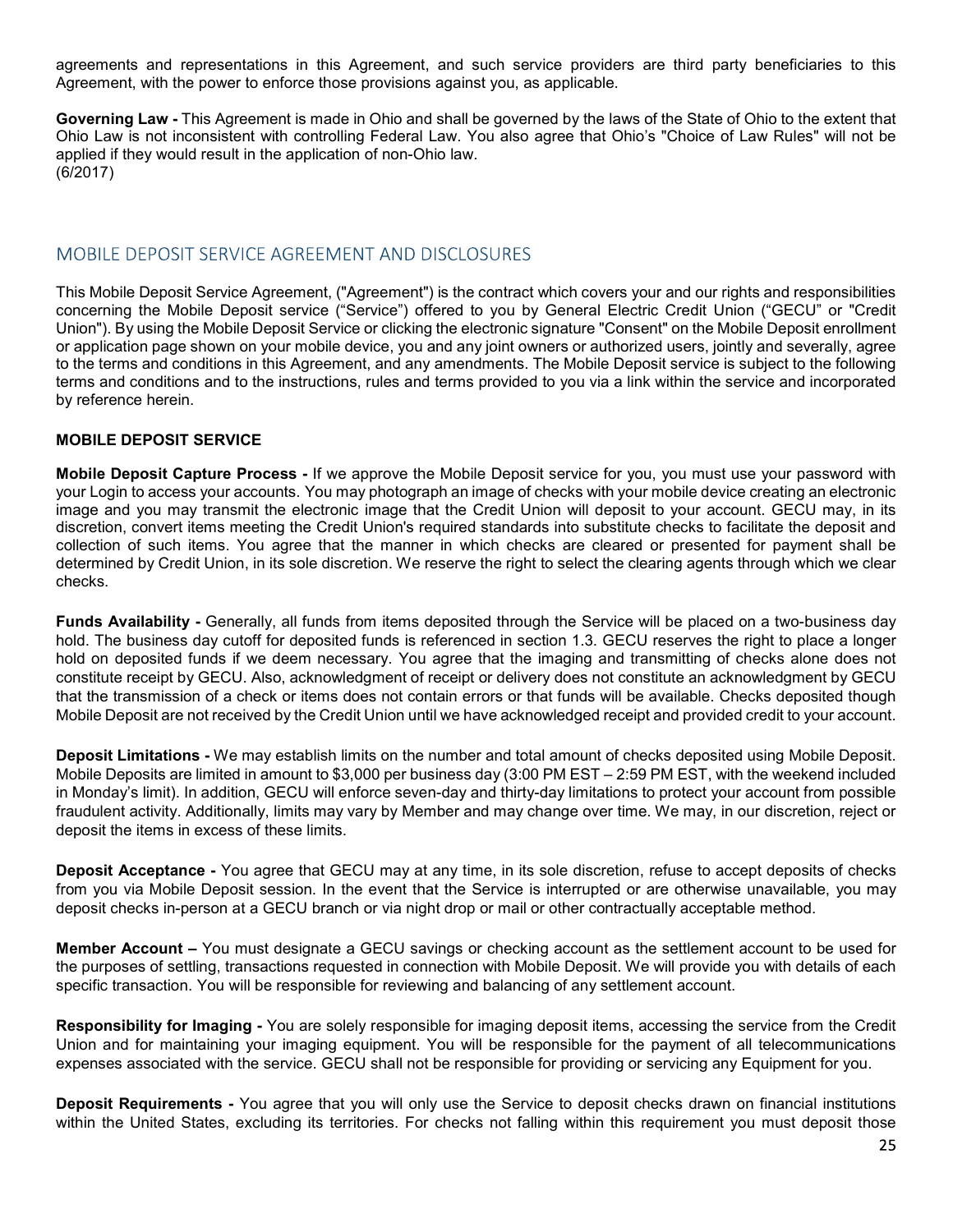agreements and representations in this Agreement, and such service providers are third party beneficiaries to this Agreement, with the power to enforce those provisions against you, as applicable.

**Governing Law -** This Agreement is made in Ohio and shall be governed by the laws of the State of Ohio to the extent that Ohio Law is not inconsistent with controlling Federal Law. You also agree that Ohio's "Choice of Law Rules" will not be applied if they would result in the application of non-Ohio law.
(6/2017)

## MOBILE DEPOSIT SERVICE AGREEMENT AND DISCLOSURES

This Mobile Deposit Service Agreement, ("Agreement") is the contract which covers your and our rights and responsibilities concerning the Mobile Deposit service ("Service") offered to you by General Electric Credit Union ("GECU" or "Credit Union"). By using the Mobile Deposit Service or clicking the electronic signature "Consent" on the Mobile Deposit enrollment or application page shown on your mobile device, you and any joint owners or authorized users, jointly and severally, agree to the terms and conditions in this Agreement, and any amendments. The Mobile Deposit service is subject to the following terms and conditions and to the instructions, rules and terms provided to you via a link within the service and incorporated by reference herein.

### MOBILE DEPOSIT SERVICE

**Mobile Deposit Capture Process -** If we approve the Mobile Deposit service for you, you must use your password with your Login to access your accounts. You may photograph an image of checks with your mobile device creating an electronic image and you may transmit the electronic image that the Credit Union will deposit to your account. GECU may, in its discretion, convert items meeting the Credit Union's required standards into substitute checks to facilitate the deposit and collection of such items. You agree that the manner in which checks are cleared or presented for payment shall be determined by Credit Union, in its sole discretion. We reserve the right to select the clearing agents through which we clear checks.

**Funds Availability -** Generally, all funds from items deposited through the Service will be placed on a two-business day hold. The business day cutoff for deposited funds is referenced in section 1.3. GECU reserves the right to place a longer hold on deposited funds if we deem necessary. You agree that the imaging and transmitting of checks alone does not constitute receipt by GECU. Also, acknowledgment of receipt or delivery does not constitute an acknowledgment by GECU that the transmission of a check or items does not contain errors or that funds will be available. Checks deposited though Mobile Deposit are not received by the Credit Union until we have acknowledged receipt and provided credit to your account.

**Deposit Limitations -** We may establish limits on the number and total amount of checks deposited using Mobile Deposit. Mobile Deposits are limited in amount to $3,000 per business day (3:00 PM EST – 2:59 PM EST, with the weekend included in Monday's limit). In addition, GECU will enforce seven-day and thirty-day limitations to protect your account from possible fraudulent activity. Additionally, limits may vary by Member and may change over time. We may, in our discretion, reject or deposit the items in excess of these limits.

**Deposit Acceptance -** You agree that GECU may at any time, in its sole discretion, refuse to accept deposits of checks from you via Mobile Deposit session. In the event that the Service is interrupted or are otherwise unavailable, you may deposit checks in-person at a GECU branch or via night drop or mail or other contractually acceptable method.

**Member Account –** You must designate a GECU savings or checking account as the settlement account to be used for the purposes of settling, transactions requested in connection with Mobile Deposit. We will provide you with details of each specific transaction. You will be responsible for reviewing and balancing of any settlement account.

**Responsibility for Imaging -** You are solely responsible for imaging deposit items, accessing the service from the Credit Union and for maintaining your imaging equipment. You will be responsible for the payment of all telecommunications expenses associated with the service. GECU shall not be responsible for providing or servicing any Equipment for you.

**Deposit Requirements -** You agree that you will only use the Service to deposit checks drawn on financial institutions within the United States, excluding its territories. For checks not falling within this requirement you must deposit those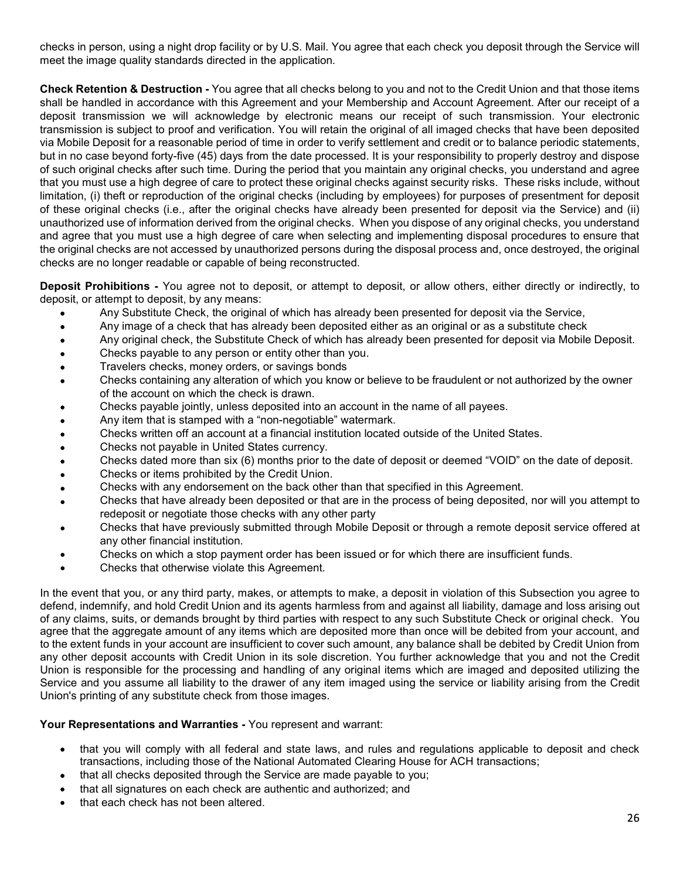checks in person, using a night drop facility or by U.S. Mail. You agree that each check you deposit through the Service will meet the image quality standards directed in the application.

**Check Retention & Destruction -** You agree that all checks belong to you and not to the Credit Union and that those items shall be handled in accordance with this Agreement and your Membership and Account Agreement. After our receipt of a deposit transmission we will acknowledge by electronic means our receipt of such transmission. Your electronic transmission is subject to proof and verification. You will retain the original of all imaged checks that have been deposited via Mobile Deposit for a reasonable period of time in order to verify settlement and credit or to balance periodic statements, but in no case beyond forty-five (45) days from the date processed. It is your responsibility to properly destroy and dispose of such original checks after such time. During the period that you maintain any original checks, you understand and agree that you must use a high degree of care to protect these original checks against security risks. These risks include, without limitation, (i) theft or reproduction of the original checks (including by employees) for purposes of presentment for deposit of these original checks (i.e., after the original checks have already been presented for deposit via the Service) and (ii) unauthorized use of information derived from the original checks. When you dispose of any original checks, you understand and agree that you must use a high degree of care when selecting and implementing disposal procedures to ensure that the original checks are not accessed by unauthorized persons during the disposal process and, once destroyed, the original checks are no longer readable or capable of being reconstructed.

**Deposit Prohibitions -** You agree not to deposit, or attempt to deposit, or allow others, either directly or indirectly, to deposit, or attempt to deposit, by any means:

- Any Substitute Check, the original of which has already been presented for deposit via the Service,
- Any image of a check that has already been deposited either as an original or as a substitute check
- Any original check, the Substitute Check of which has already been presented for deposit via Mobile Deposit.
- Checks payable to any person or entity other than you.
- Travelers checks, money orders, or savings bonds
- Checks containing any alteration of which you know or believe to be fraudulent or not authorized by the owner of the account on which the check is drawn.
- Checks payable jointly, unless deposited into an account in the name of all payees.
- Any item that is stamped with a "non-negotiable" watermark.
- Checks written off an account at a financial institution located outside of the United States.
- Checks not payable in United States currency.
- Checks dated more than six (6) months prior to the date of deposit or deemed "VOID" on the date of deposit.
- Checks or items prohibited by the Credit Union.
- Checks with any endorsement on the back other than that specified in this Agreement.
- Checks that have already been deposited or that are in the process of being deposited, nor will you attempt to redeposit or negotiate those checks with any other party
- Checks that have previously submitted through Mobile Deposit or through a remote deposit service offered at any other financial institution.
- Checks on which a stop payment order has been issued or for which there are insufficient funds.
- Checks that otherwise violate this Agreement.

In the event that you, or any third party, makes, or attempts to make, a deposit in violation of this Subsection you agree to defend, indemnify, and hold Credit Union and its agents harmless from and against all liability, damage and loss arising out of any claims, suits, or demands brought by third parties with respect to any such Substitute Check or original check. You agree that the aggregate amount of any items which are deposited more than once will be debited from your account, and to the extent funds in your account are insufficient to cover such amount, any balance shall be debited by Credit Union from any other deposit accounts with Credit Union in its sole discretion. You further acknowledge that you and not the Credit Union is responsible for the processing and handling of any original items which are imaged and deposited utilizing the Service and you assume all liability to the drawer of any item imaged using the service or liability arising from the Credit Union's printing of any substitute check from those images.

**Your Representations and Warranties -** You represent and warrant:

- that you will comply with all federal and state laws, and rules and regulations applicable to deposit and check transactions, including those of the National Automated Clearing House for ACH transactions;
- that all checks deposited through the Service are made payable to you;
- that all signatures on each check are authentic and authorized; and
- that each check has not been altered.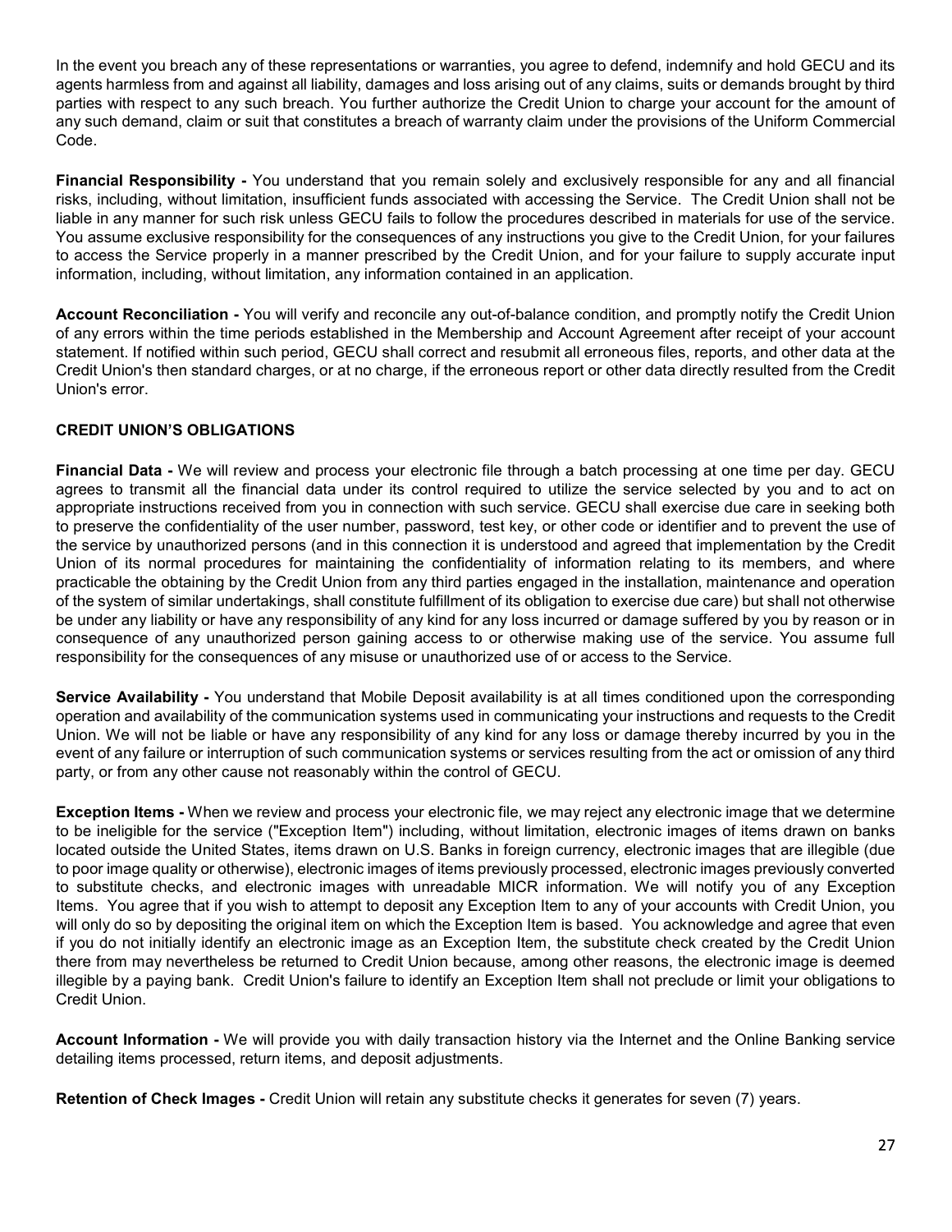In the event you breach any of these representations or warranties, you agree to defend, indemnify and hold GECU and its agents harmless from and against all liability, damages and loss arising out of any claims, suits or demands brought by third parties with respect to any such breach. You further authorize the Credit Union to charge your account for the amount of any such demand, claim or suit that constitutes a breach of warranty claim under the provisions of the Uniform Commercial Code.

**Financial Responsibility -** You understand that you remain solely and exclusively responsible for any and all financial risks, including, without limitation, insufficient funds associated with accessing the Service. The Credit Union shall not be liable in any manner for such risk unless GECU fails to follow the procedures described in materials for use of the service. You assume exclusive responsibility for the consequences of any instructions you give to the Credit Union, for your failures to access the Service properly in a manner prescribed by the Credit Union, and for your failure to supply accurate input information, including, without limitation, any information contained in an application.

**Account Reconciliation -** You will verify and reconcile any out-of-balance condition, and promptly notify the Credit Union of any errors within the time periods established in the Membership and Account Agreement after receipt of your account statement. If notified within such period, GECU shall correct and resubmit all erroneous files, reports, and other data at the Credit Union's then standard charges, or at no charge, if the erroneous report or other data directly resulted from the Credit Union's error.

**CREDIT UNION'S OBLIGATIONS**

**Financial Data -** We will review and process your electronic file through a batch processing at one time per day. GECU agrees to transmit all the financial data under its control required to utilize the service selected by you and to act on appropriate instructions received from you in connection with such service. GECU shall exercise due care in seeking both to preserve the confidentiality of the user number, password, test key, or other code or identifier and to prevent the use of the service by unauthorized persons (and in this connection it is understood and agreed that implementation by the Credit Union of its normal procedures for maintaining the confidentiality of information relating to its members, and where practicable the obtaining by the Credit Union from any third parties engaged in the installation, maintenance and operation of the system of similar undertakings, shall constitute fulfillment of its obligation to exercise due care) but shall not otherwise be under any liability or have any responsibility of any kind for any loss incurred or damage suffered by you by reason or in consequence of any unauthorized person gaining access to or otherwise making use of the service. You assume full responsibility for the consequences of any misuse or unauthorized use of or access to the Service.

**Service Availability -** You understand that Mobile Deposit availability is at all times conditioned upon the corresponding operation and availability of the communication systems used in communicating your instructions and requests to the Credit Union. We will not be liable or have any responsibility of any kind for any loss or damage thereby incurred by you in the event of any failure or interruption of such communication systems or services resulting from the act or omission of any third party, or from any other cause not reasonably within the control of GECU.

**Exception Items -** When we review and process your electronic file, we may reject any electronic image that we determine to be ineligible for the service ("Exception Item") including, without limitation, electronic images of items drawn on banks located outside the United States, items drawn on U.S. Banks in foreign currency, electronic images that are illegible (due to poor image quality or otherwise), electronic images of items previously processed, electronic images previously converted to substitute checks, and electronic images with unreadable MICR information. We will notify you of any Exception Items. You agree that if you wish to attempt to deposit any Exception Item to any of your accounts with Credit Union, you will only do so by depositing the original item on which the Exception Item is based. You acknowledge and agree that even if you do not initially identify an electronic image as an Exception Item, the substitute check created by the Credit Union there from may nevertheless be returned to Credit Union because, among other reasons, the electronic image is deemed illegible by a paying bank. Credit Union's failure to identify an Exception Item shall not preclude or limit your obligations to Credit Union.

**Account Information -** We will provide you with daily transaction history via the Internet and the Online Banking service detailing items processed, return items, and deposit adjustments.

**Retention of Check Images -** Credit Union will retain any substitute checks it generates for seven (7) years.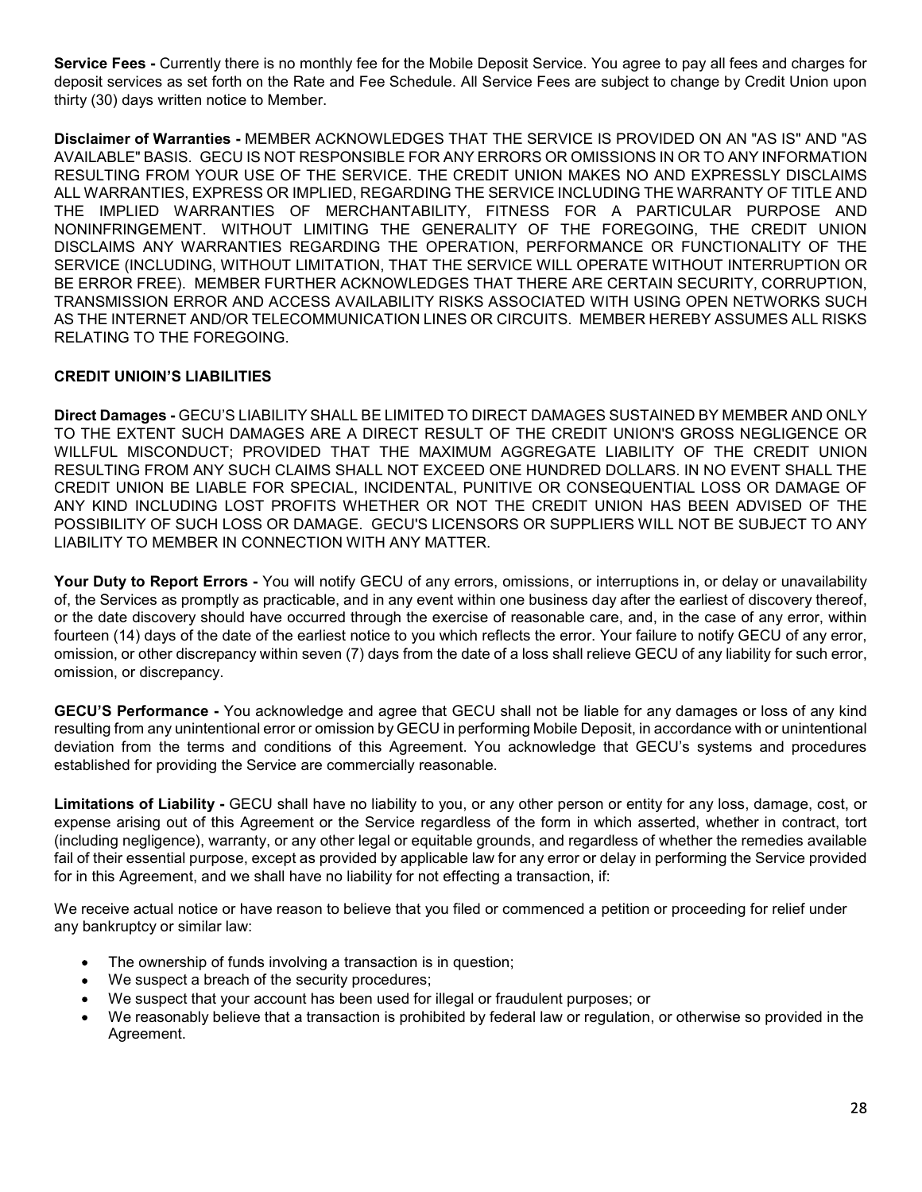**Service Fees -** Currently there is no monthly fee for the Mobile Deposit Service. You agree to pay all fees and charges for deposit services as set forth on the Rate and Fee Schedule. All Service Fees are subject to change by Credit Union upon thirty (30) days written notice to Member.

**Disclaimer of Warranties -** MEMBER ACKNOWLEDGES THAT THE SERVICE IS PROVIDED ON AN "AS IS" AND "AS AVAILABLE" BASIS. GECU IS NOT RESPONSIBLE FOR ANY ERRORS OR OMISSIONS IN OR TO ANY INFORMATION RESULTING FROM YOUR USE OF THE SERVICE. THE CREDIT UNION MAKES NO AND EXPRESSLY DISCLAIMS ALL WARRANTIES, EXPRESS OR IMPLIED, REGARDING THE SERVICE INCLUDING THE WARRANTY OF TITLE AND THE IMPLIED WARRANTIES OF MERCHANTABILITY, FITNESS FOR A PARTICULAR PURPOSE AND NONINFRINGEMENT. WITHOUT LIMITING THE GENERALITY OF THE FOREGOING, THE CREDIT UNION DISCLAIMS ANY WARRANTIES REGARDING THE OPERATION, PERFORMANCE OR FUNCTIONALITY OF THE SERVICE (INCLUDING, WITHOUT LIMITATION, THAT THE SERVICE WILL OPERATE WITHOUT INTERRUPTION OR BE ERROR FREE). MEMBER FURTHER ACKNOWLEDGES THAT THERE ARE CERTAIN SECURITY, CORRUPTION, TRANSMISSION ERROR AND ACCESS AVAILABILITY RISKS ASSOCIATED WITH USING OPEN NETWORKS SUCH AS THE INTERNET AND/OR TELECOMMUNICATION LINES OR CIRCUITS. MEMBER HEREBY ASSUMES ALL RISKS RELATING TO THE FOREGOING.

**CREDIT UNIOIN'S LIABILITIES**

**Direct Damages -** GECU'S LIABILITY SHALL BE LIMITED TO DIRECT DAMAGES SUSTAINED BY MEMBER AND ONLY TO THE EXTENT SUCH DAMAGES ARE A DIRECT RESULT OF THE CREDIT UNION'S GROSS NEGLIGENCE OR WILLFUL MISCONDUCT; PROVIDED THAT THE MAXIMUM AGGREGATE LIABILITY OF THE CREDIT UNION RESULTING FROM ANY SUCH CLAIMS SHALL NOT EXCEED ONE HUNDRED DOLLARS. IN NO EVENT SHALL THE CREDIT UNION BE LIABLE FOR SPECIAL, INCIDENTAL, PUNITIVE OR CONSEQUENTIAL LOSS OR DAMAGE OF ANY KIND INCLUDING LOST PROFITS WHETHER OR NOT THE CREDIT UNION HAS BEEN ADVISED OF THE POSSIBILITY OF SUCH LOSS OR DAMAGE. GECU'S LICENSORS OR SUPPLIERS WILL NOT BE SUBJECT TO ANY LIABILITY TO MEMBER IN CONNECTION WITH ANY MATTER.

**Your Duty to Report Errors -** You will notify GECU of any errors, omissions, or interruptions in, or delay or unavailability of, the Services as promptly as practicable, and in any event within one business day after the earliest of discovery thereof, or the date discovery should have occurred through the exercise of reasonable care, and, in the case of any error, within fourteen (14) days of the date of the earliest notice to you which reflects the error. Your failure to notify GECU of any error, omission, or other discrepancy within seven (7) days from the date of a loss shall relieve GECU of any liability for such error, omission, or discrepancy.

**GECU'S Performance -** You acknowledge and agree that GECU shall not be liable for any damages or loss of any kind resulting from any unintentional error or omission by GECU in performing Mobile Deposit, in accordance with or unintentional deviation from the terms and conditions of this Agreement. You acknowledge that GECU's systems and procedures established for providing the Service are commercially reasonable.

**Limitations of Liability -** GECU shall have no liability to you, or any other person or entity for any loss, damage, cost, or expense arising out of this Agreement or the Service regardless of the form in which asserted, whether in contract, tort (including negligence), warranty, or any other legal or equitable grounds, and regardless of whether the remedies available fail of their essential purpose, except as provided by applicable law for any error or delay in performing the Service provided for in this Agreement, and we shall have no liability for not effecting a transaction, if:

We receive actual notice or have reason to believe that you filed or commenced a petition or proceeding for relief under any bankruptcy or similar law:

- The ownership of funds involving a transaction is in question;
- We suspect a breach of the security procedures;
- We suspect that your account has been used for illegal or fraudulent purposes; or
- We reasonably believe that a transaction is prohibited by federal law or regulation, or otherwise so provided in the Agreement.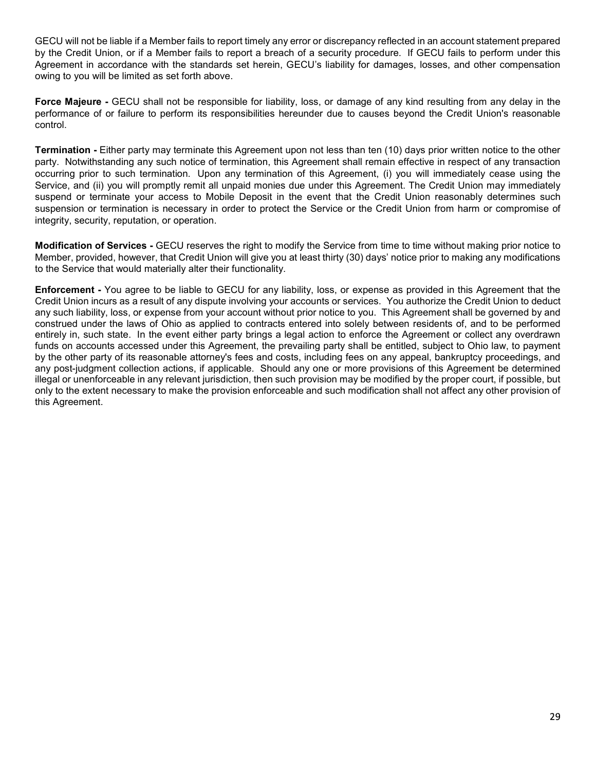GECU will not be liable if a Member fails to report timely any error or discrepancy reflected in an account statement prepared by the Credit Union, or if a Member fails to report a breach of a security procedure. If GECU fails to perform under this Agreement in accordance with the standards set herein, GECU's liability for damages, losses, and other compensation owing to you will be limited as set forth above.

**Force Majeure -** GECU shall not be responsible for liability, loss, or damage of any kind resulting from any delay in the performance of or failure to perform its responsibilities hereunder due to causes beyond the Credit Union's reasonable control.

**Termination -** Either party may terminate this Agreement upon not less than ten (10) days prior written notice to the other party. Notwithstanding any such notice of termination, this Agreement shall remain effective in respect of any transaction occurring prior to such termination. Upon any termination of this Agreement, (i) you will immediately cease using the Service, and (ii) you will promptly remit all unpaid monies due under this Agreement. The Credit Union may immediately suspend or terminate your access to Mobile Deposit in the event that the Credit Union reasonably determines such suspension or termination is necessary in order to protect the Service or the Credit Union from harm or compromise of integrity, security, reputation, or operation.

**Modification of Services -** GECU reserves the right to modify the Service from time to time without making prior notice to Member, provided, however, that Credit Union will give you at least thirty (30) days' notice prior to making any modifications to the Service that would materially alter their functionality.

**Enforcement -** You agree to be liable to GECU for any liability, loss, or expense as provided in this Agreement that the Credit Union incurs as a result of any dispute involving your accounts or services. You authorize the Credit Union to deduct any such liability, loss, or expense from your account without prior notice to you. This Agreement shall be governed by and construed under the laws of Ohio as applied to contracts entered into solely between residents of, and to be performed entirely in, such state. In the event either party brings a legal action to enforce the Agreement or collect any overdrawn funds on accounts accessed under this Agreement, the prevailing party shall be entitled, subject to Ohio law, to payment by the other party of its reasonable attorney's fees and costs, including fees on any appeal, bankruptcy proceedings, and any post-judgment collection actions, if applicable. Should any one or more provisions of this Agreement be determined illegal or unenforceable in any relevant jurisdiction, then such provision may be modified by the proper court, if possible, but only to the extent necessary to make the provision enforceable and such modification shall not affect any other provision of this Agreement.